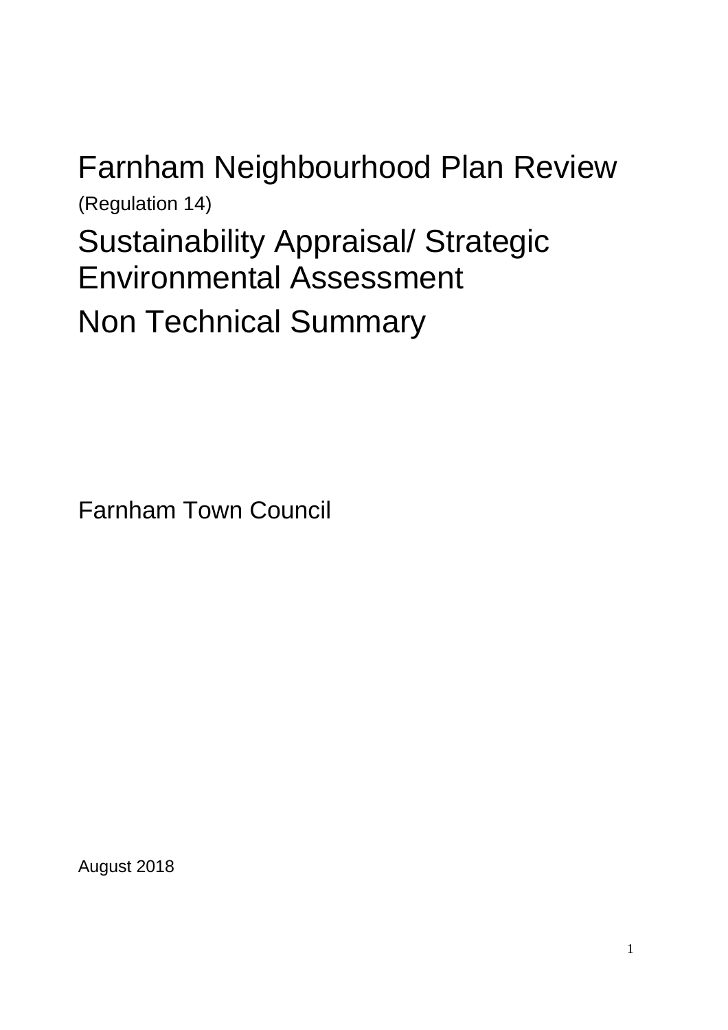# Farnham Neighbourhood Plan Review

(Regulation 14)

# Sustainability Appraisal/ Strategic Environmental Assessment

# Non Technical Summary

Farnham Town Council

August 2018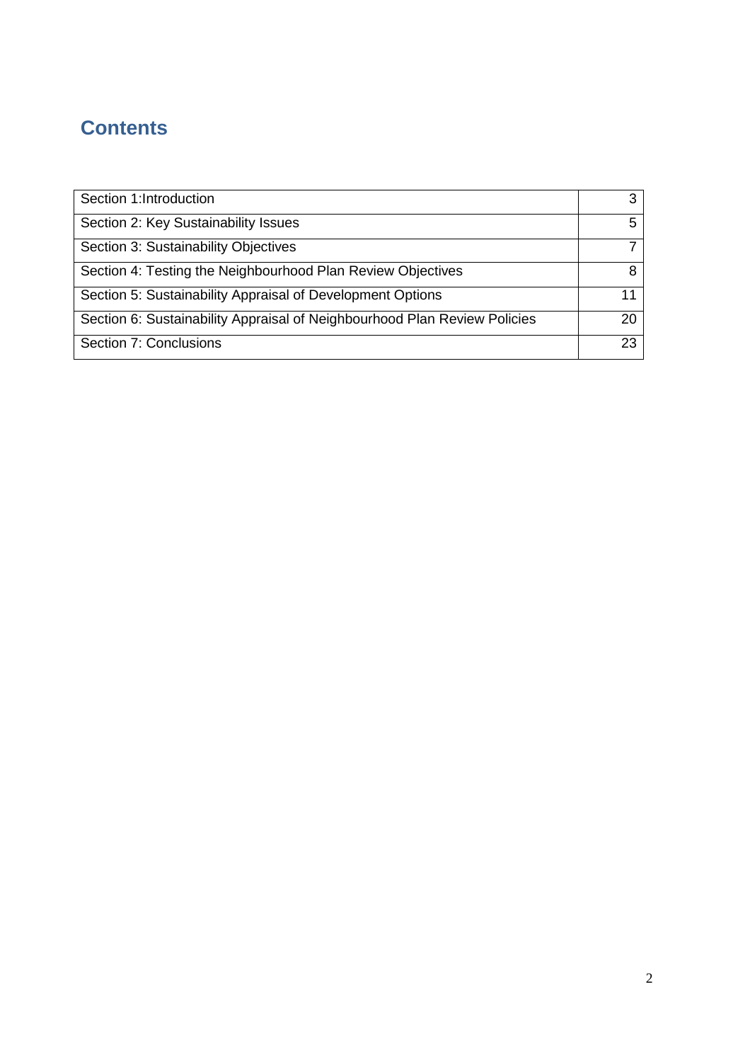## Contents

| Section | Page |
|---|---|
| Section 1:Introduction | 3 |
| Section 2: Key Sustainability Issues | 5 |
| Section 3: Sustainability Objectives | 7 |
| Section 4: Testing the Neighbourhood Plan Review Objectives | 8 |
| Section 5: Sustainability Appraisal of Development Options | 11 |
| Section 6: Sustainability Appraisal of Neighbourhood Plan Review Policies | 20 |
| Section 7: Conclusions | 23 |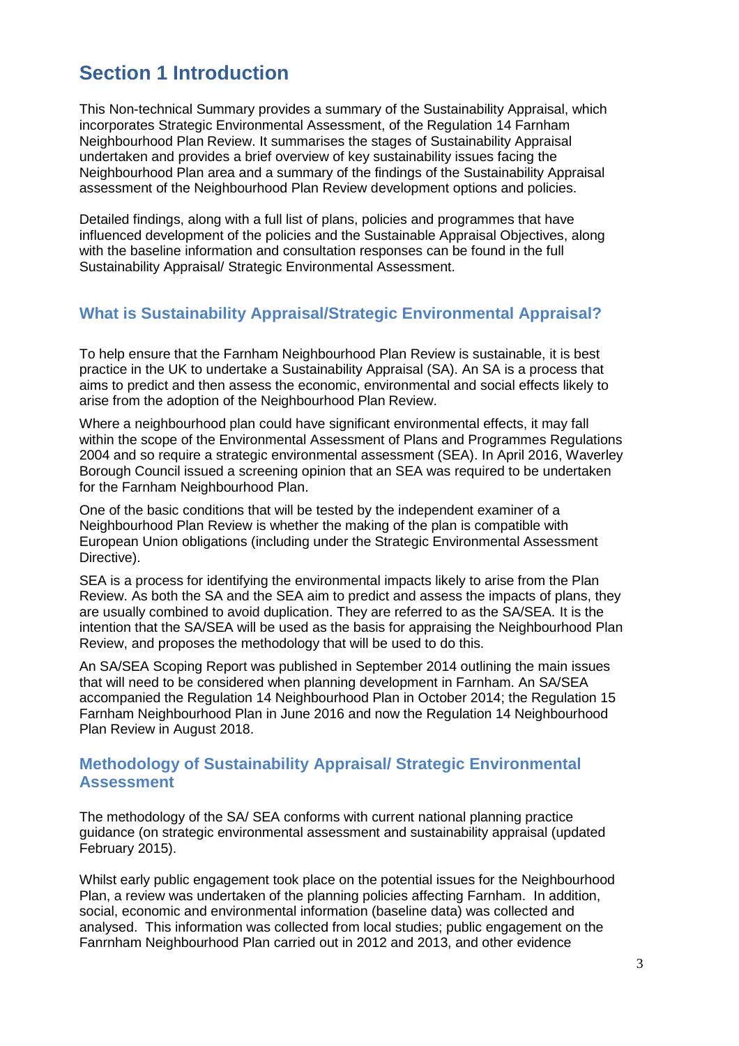# Section 1 Introduction

This Non-technical Summary provides a summary of the Sustainability Appraisal, which incorporates Strategic Environmental Assessment, of the Regulation 14 Farnham Neighbourhood Plan Review. It summarises the stages of Sustainability Appraisal undertaken and provides a brief overview of key sustainability issues facing the Neighbourhood Plan area and a summary of the findings of the Sustainability Appraisal assessment of the Neighbourhood Plan Review development options and policies.

Detailed findings, along with a full list of plans, policies and programmes that have influenced development of the policies and the Sustainable Appraisal Objectives, along with the baseline information and consultation responses can be found in the full Sustainability Appraisal/ Strategic Environmental Assessment.

## What is Sustainability Appraisal/Strategic Environmental Appraisal?

To help ensure that the Farnham Neighbourhood Plan Review is sustainable, it is best practice in the UK to undertake a Sustainability Appraisal (SA). An SA is a process that aims to predict and then assess the economic, environmental and social effects likely to arise from the adoption of the Neighbourhood Plan Review.

Where a neighbourhood plan could have significant environmental effects, it may fall within the scope of the Environmental Assessment of Plans and Programmes Regulations 2004 and so require a strategic environmental assessment (SEA). In April 2016, Waverley Borough Council issued a screening opinion that an SEA was required to be undertaken for the Farnham Neighbourhood Plan.

One of the basic conditions that will be tested by the independent examiner of a Neighbourhood Plan Review is whether the making of the plan is compatible with European Union obligations (including under the Strategic Environmental Assessment Directive).

SEA is a process for identifying the environmental impacts likely to arise from the Plan Review. As both the SA and the SEA aim to predict and assess the impacts of plans, they are usually combined to avoid duplication. They are referred to as the SA/SEA. It is the intention that the SA/SEA will be used as the basis for appraising the Neighbourhood Plan Review, and proposes the methodology that will be used to do this.

An SA/SEA Scoping Report was published in September 2014 outlining the main issues that will need to be considered when planning development in Farnham. An SA/SEA accompanied the Regulation 14 Neighbourhood Plan in October 2014; the Regulation 15 Farnham Neighbourhood Plan in June 2016 and now the Regulation 14 Neighbourhood Plan Review in August 2018.

## Methodology of Sustainability Appraisal/ Strategic Environmental Assessment

The methodology of the SA/ SEA conforms with current national planning practice guidance (on strategic environmental assessment and sustainability appraisal (updated February 2015).

Whilst early public engagement took place on the potential issues for the Neighbourhood Plan, a review was undertaken of the planning policies affecting Farnham. In addition, social, economic and environmental information (baseline data) was collected and analysed. This information was collected from local studies; public engagement on the Fanrnham Neighbourhood Plan carried out in 2012 and 2013, and other evidence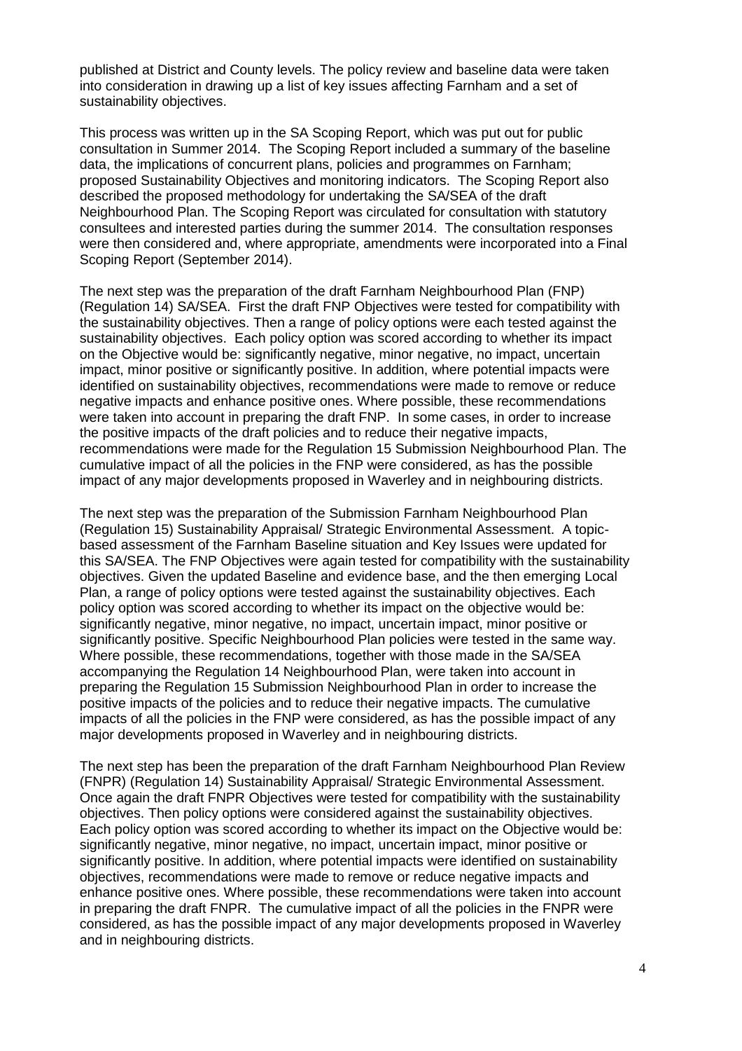published at District and County levels. The policy review and baseline data were taken into consideration in drawing up a list of key issues affecting Farnham and a set of sustainability objectives.

This process was written up in the SA Scoping Report, which was put out for public consultation in Summer 2014. The Scoping Report included a summary of the baseline data, the implications of concurrent plans, policies and programmes on Farnham; proposed Sustainability Objectives and monitoring indicators. The Scoping Report also described the proposed methodology for undertaking the SA/SEA of the draft Neighbourhood Plan. The Scoping Report was circulated for consultation with statutory consultees and interested parties during the summer 2014. The consultation responses were then considered and, where appropriate, amendments were incorporated into a Final Scoping Report (September 2014).

The next step was the preparation of the draft Farnham Neighbourhood Plan (FNP) (Regulation 14) SA/SEA. First the draft FNP Objectives were tested for compatibility with the sustainability objectives. Then a range of policy options were each tested against the sustainability objectives. Each policy option was scored according to whether its impact on the Objective would be: significantly negative, minor negative, no impact, uncertain impact, minor positive or significantly positive. In addition, where potential impacts were identified on sustainability objectives, recommendations were made to remove or reduce negative impacts and enhance positive ones. Where possible, these recommendations were taken into account in preparing the draft FNP. In some cases, in order to increase the positive impacts of the draft policies and to reduce their negative impacts, recommendations were made for the Regulation 15 Submission Neighbourhood Plan. The cumulative impact of all the policies in the FNP were considered, as has the possible impact of any major developments proposed in Waverley and in neighbouring districts.

The next step was the preparation of the Submission Farnham Neighbourhood Plan (Regulation 15) Sustainability Appraisal/ Strategic Environmental Assessment. A topic-based assessment of the Farnham Baseline situation and Key Issues were updated for this SA/SEA. The FNP Objectives were again tested for compatibility with the sustainability objectives. Given the updated Baseline and evidence base, and the then emerging Local Plan, a range of policy options were tested against the sustainability objectives. Each policy option was scored according to whether its impact on the objective would be: significantly negative, minor negative, no impact, uncertain impact, minor positive or significantly positive. Specific Neighbourhood Plan policies were tested in the same way. Where possible, these recommendations, together with those made in the SA/SEA accompanying the Regulation 14 Neighbourhood Plan, were taken into account in preparing the Regulation 15 Submission Neighbourhood Plan in order to increase the positive impacts of the policies and to reduce their negative impacts. The cumulative impacts of all the policies in the FNP were considered, as has the possible impact of any major developments proposed in Waverley and in neighbouring districts.

The next step has been the preparation of the draft Farnham Neighbourhood Plan Review (FNPR) (Regulation 14) Sustainability Appraisal/ Strategic Environmental Assessment. Once again the draft FNPR Objectives were tested for compatibility with the sustainability objectives. Then policy options were considered against the sustainability objectives. Each policy option was scored according to whether its impact on the Objective would be: significantly negative, minor negative, no impact, uncertain impact, minor positive or significantly positive. In addition, where potential impacts were identified on sustainability objectives, recommendations were made to remove or reduce negative impacts and enhance positive ones. Where possible, these recommendations were taken into account in preparing the draft FNPR. The cumulative impact of all the policies in the FNPR were considered, as has the possible impact of any major developments proposed in Waverley and in neighbouring districts.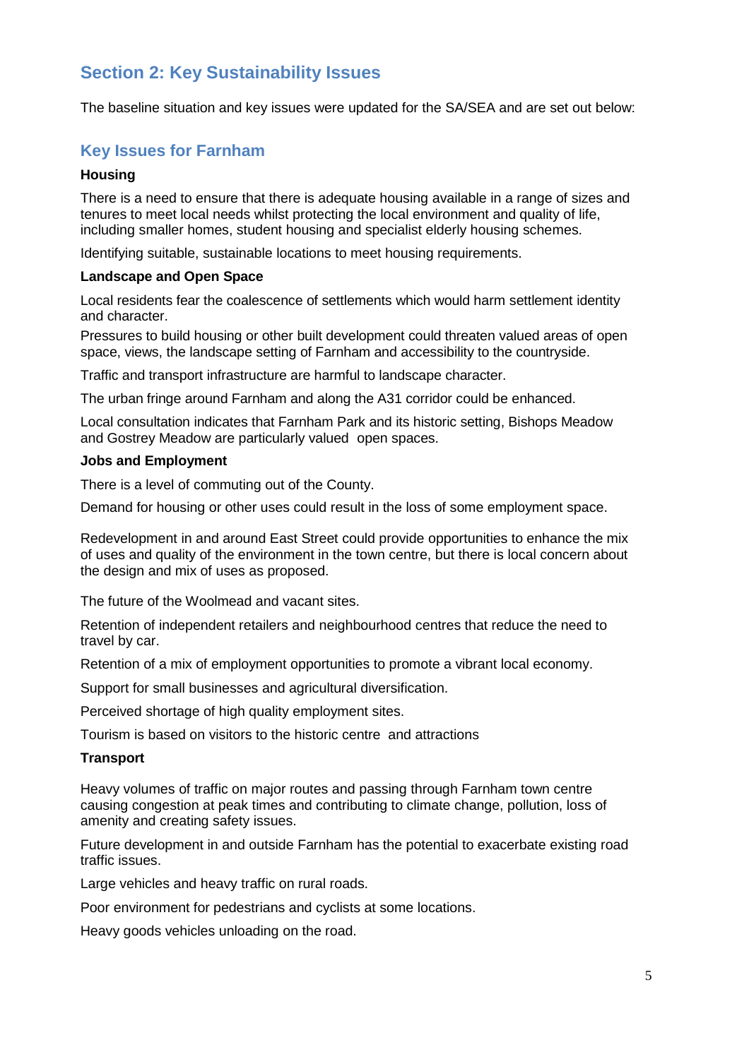## Section 2: Key Sustainability Issues

The baseline situation and key issues were updated for the SA/SEA and are set out below:

### Key Issues for Farnham

**Housing**

There is a need to ensure that there is adequate housing available in a range of sizes and tenures to meet local needs whilst protecting the local environment and quality of life, including smaller homes, student housing and specialist elderly housing schemes.

Identifying suitable, sustainable locations to meet housing requirements.

**Landscape and Open Space**

Local residents fear the coalescence of settlements which would harm settlement identity and character.

Pressures to build housing or other built development could threaten valued areas of open space, views, the landscape setting of Farnham and accessibility to the countryside.

Traffic and transport infrastructure are harmful to landscape character.

The urban fringe around Farnham and along the A31 corridor could be enhanced.

Local consultation indicates that Farnham Park and its historic setting, Bishops Meadow and Gostrey Meadow are particularly valued open spaces.

**Jobs and Employment**

There is a level of commuting out of the County.

Demand for housing or other uses could result in the loss of some employment space.

Redevelopment in and around East Street could provide opportunities to enhance the mix of uses and quality of the environment in the town centre, but there is local concern about the design and mix of uses as proposed.

The future of the Woolmead and vacant sites.

Retention of independent retailers and neighbourhood centres that reduce the need to travel by car.

Retention of a mix of employment opportunities to promote a vibrant local economy.

Support for small businesses and agricultural diversification.

Perceived shortage of high quality employment sites.

Tourism is based on visitors to the historic centre and attractions

**Transport**

Heavy volumes of traffic on major routes and passing through Farnham town centre causing congestion at peak times and contributing to climate change, pollution, loss of amenity and creating safety issues.

Future development in and outside Farnham has the potential to exacerbate existing road traffic issues.

Large vehicles and heavy traffic on rural roads.

Poor environment for pedestrians and cyclists at some locations.

Heavy goods vehicles unloading on the road.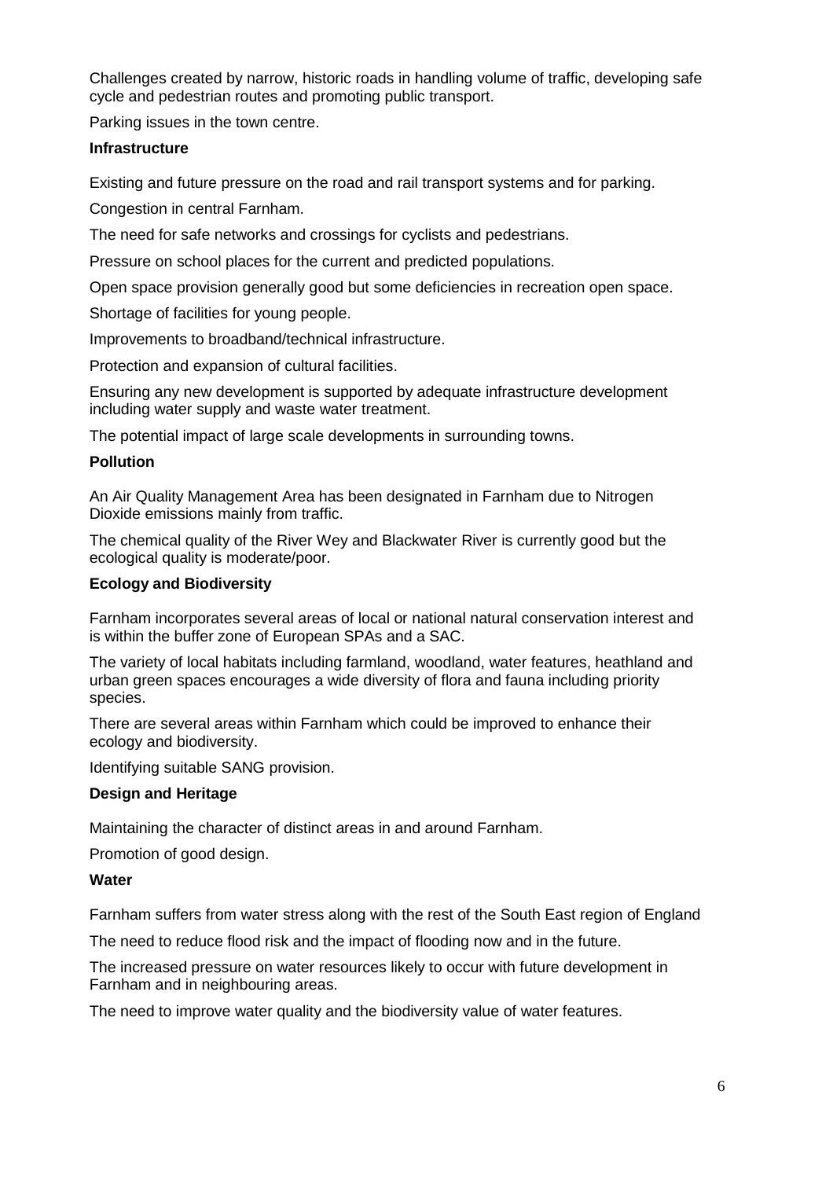Challenges created by narrow, historic roads in handling volume of traffic, developing safe cycle and pedestrian routes and promoting public transport.

Parking issues in the town centre.

**Infrastructure**

Existing and future pressure on the road and rail transport systems and for parking.

Congestion in central Farnham.

The need for safe networks and crossings for cyclists and pedestrians.

Pressure on school places for the current and predicted populations.

Open space provision generally good but some deficiencies in recreation open space.

Shortage of facilities for young people.

Improvements to broadband/technical infrastructure.

Protection and expansion of cultural facilities.

Ensuring any new development is supported by adequate infrastructure development including water supply and waste water treatment.

The potential impact of large scale developments in surrounding towns.

**Pollution**

An Air Quality Management Area has been designated in Farnham due to Nitrogen Dioxide emissions mainly from traffic.

The chemical quality of the River Wey and Blackwater River is currently good but the ecological quality is moderate/poor.

**Ecology and Biodiversity**

Farnham incorporates several areas of local or national natural conservation interest and is within the buffer zone of European SPAs and a SAC.

The variety of local habitats including farmland, woodland, water features, heathland and urban green spaces encourages a wide diversity of flora and fauna including priority species.

There are several areas within Farnham which could be improved to enhance their ecology and biodiversity.

Identifying suitable SANG provision.

**Design and Heritage**

Maintaining the character of distinct areas in and around Farnham.

Promotion of good design.

**Water**

Farnham suffers from water stress along with the rest of the South East region of England

The need to reduce flood risk and the impact of flooding now and in the future.

The increased pressure on water resources likely to occur with future development in Farnham and in neighbouring areas.

The need to improve water quality and the biodiversity value of water features.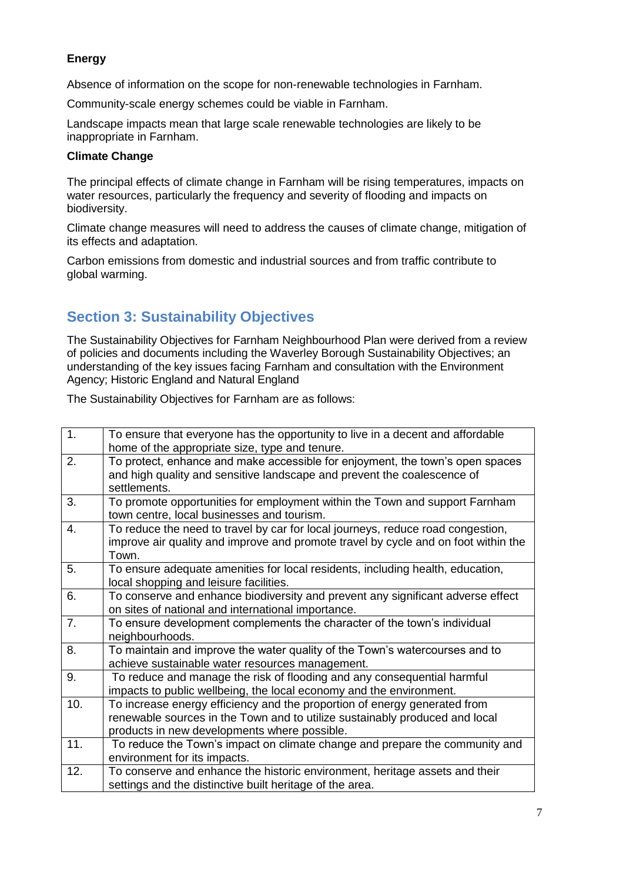**Energy**

Absence of information on the scope for non-renewable technologies in Farnham.

Community-scale energy schemes could be viable in Farnham.

Landscape impacts mean that large scale renewable technologies are likely to be inappropriate in Farnham.

**Climate Change**

The principal effects of climate change in Farnham will be rising temperatures, impacts on water resources, particularly the frequency and severity of flooding and impacts on biodiversity.

Climate change measures will need to address the causes of climate change, mitigation of its effects and adaptation.

Carbon emissions from domestic and industrial sources and from traffic contribute to global warming.

## Section 3: Sustainability Objectives

The Sustainability Objectives for Farnham Neighbourhood Plan were derived from a review of policies and documents including the Waverley Borough Sustainability Objectives; an understanding of the key issues facing Farnham and consultation with the Environment Agency; Historic England and Natural England

The Sustainability Objectives for Farnham are as follows:

| | |
|---|---|
| 1. | To ensure that everyone has the opportunity to live in a decent and affordable home of the appropriate size, type and tenure. |
| 2. | To protect, enhance and make accessible for enjoyment, the town's open spaces and high quality and sensitive landscape and prevent the coalescence of settlements. |
| 3. | To promote opportunities for employment within the Town and support Farnham town centre, local businesses and tourism. |
| 4. | To reduce the need to travel by car for local journeys, reduce road congestion, improve air quality and improve and promote travel by cycle and on foot within the Town. |
| 5. | To ensure adequate amenities for local residents, including health, education, local shopping and leisure facilities. |
| 6. | To conserve and enhance biodiversity and prevent any significant adverse effect on sites of national and international importance. |
| 7. | To ensure development complements the character of the town's individual neighbourhoods. |
| 8. | To maintain and improve the water quality of the Town's watercourses and to achieve sustainable water resources management. |
| 9. | To reduce and manage the risk of flooding and any consequential harmful impacts to public wellbeing, the local economy and the environment. |
| 10. | To increase energy efficiency and the proportion of energy generated from renewable sources in the Town and to utilize sustainably produced and local products in new developments where possible. |
| 11. | To reduce the Town's impact on climate change and prepare the community and environment for its impacts. |
| 12. | To conserve and enhance the historic environment, heritage assets and their settings and the distinctive built heritage of the area. |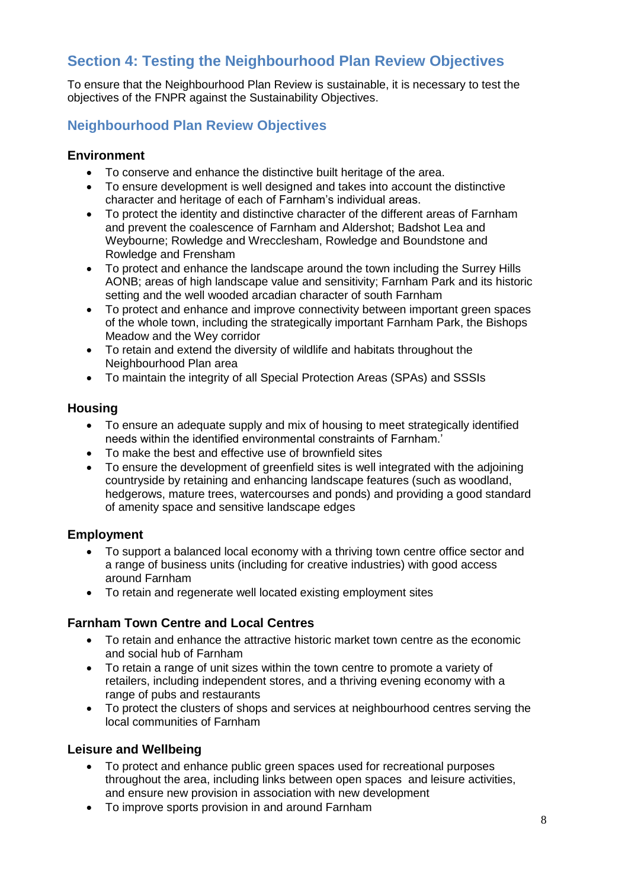## Section 4: Testing the Neighbourhood Plan Review Objectives

To ensure that the Neighbourhood Plan Review is sustainable, it is necessary to test the objectives of the FNPR against the Sustainability Objectives.

### Neighbourhood Plan Review Objectives

#### Environment

- To conserve and enhance the distinctive built heritage of the area.
- To ensure development is well designed and takes into account the distinctive character and heritage of each of Farnham's individual areas.
- To protect the identity and distinctive character of the different areas of Farnham and prevent the coalescence of Farnham and Aldershot; Badshot Lea and Weybourne; Rowledge and Wrecclesham, Rowledge and Boundstone and Rowledge and Frensham
- To protect and enhance the landscape around the town including the Surrey Hills AONB; areas of high landscape value and sensitivity; Farnham Park and its historic setting and the well wooded arcadian character of south Farnham
- To protect and enhance and improve connectivity between important green spaces of the whole town, including the strategically important Farnham Park, the Bishops Meadow and the Wey corridor
- To retain and extend the diversity of wildlife and habitats throughout the Neighbourhood Plan area
- To maintain the integrity of all Special Protection Areas (SPAs) and SSSIs

#### Housing

- To ensure an adequate supply and mix of housing to meet strategically identified needs within the identified environmental constraints of Farnham.'
- To make the best and effective use of brownfield sites
- To ensure the development of greenfield sites is well integrated with the adjoining countryside by retaining and enhancing landscape features (such as woodland, hedgerows, mature trees, watercourses and ponds) and providing a good standard of amenity space and sensitive landscape edges

#### Employment

- To support a balanced local economy with a thriving town centre office sector and a range of business units (including for creative industries) with good access around Farnham
- To retain and regenerate well located existing employment sites

#### Farnham Town Centre and Local Centres

- To retain and enhance the attractive historic market town centre as the economic and social hub of Farnham
- To retain a range of unit sizes within the town centre to promote a variety of retailers, including independent stores, and a thriving evening economy with a range of pubs and restaurants
- To protect the clusters of shops and services at neighbourhood centres serving the local communities of Farnham

#### Leisure and Wellbeing

- To protect and enhance public green spaces used for recreational purposes throughout the area, including links between open spaces and leisure activities, and ensure new provision in association with new development
- To improve sports provision in and around Farnham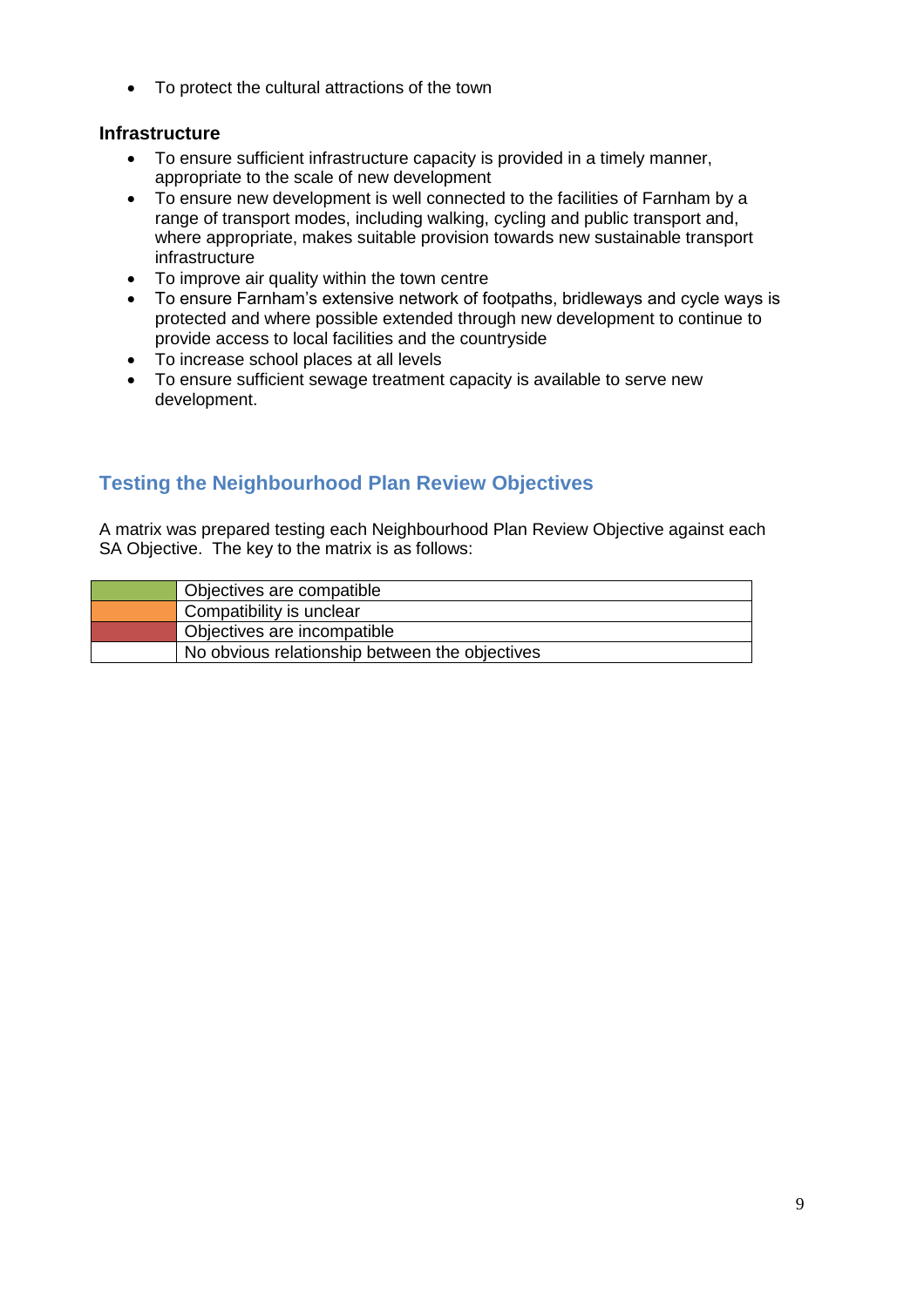- To protect the cultural attractions of the town

### Infrastructure

- To ensure sufficient infrastructure capacity is provided in a timely manner, appropriate to the scale of new development
- To ensure new development is well connected to the facilities of Farnham by a range of transport modes, including walking, cycling and public transport and, where appropriate, makes suitable provision towards new sustainable transport infrastructure
- To improve air quality within the town centre
- To ensure Farnham's extensive network of footpaths, bridleways and cycle ways is protected and where possible extended through new development to continue to provide access to local facilities and the countryside
- To increase school places at all levels
- To ensure sufficient sewage treatment capacity is available to serve new development.

## Testing the Neighbourhood Plan Review Objectives

A matrix was prepared testing each Neighbourhood Plan Review Objective against each SA Objective. The key to the matrix is as follows:

| Colour | Key |
|---|---|
| Green | Objectives are compatible |
| Orange | Compatibility is unclear |
| Red | Objectives are incompatible |
| (blank) | No obvious relationship between the objectives |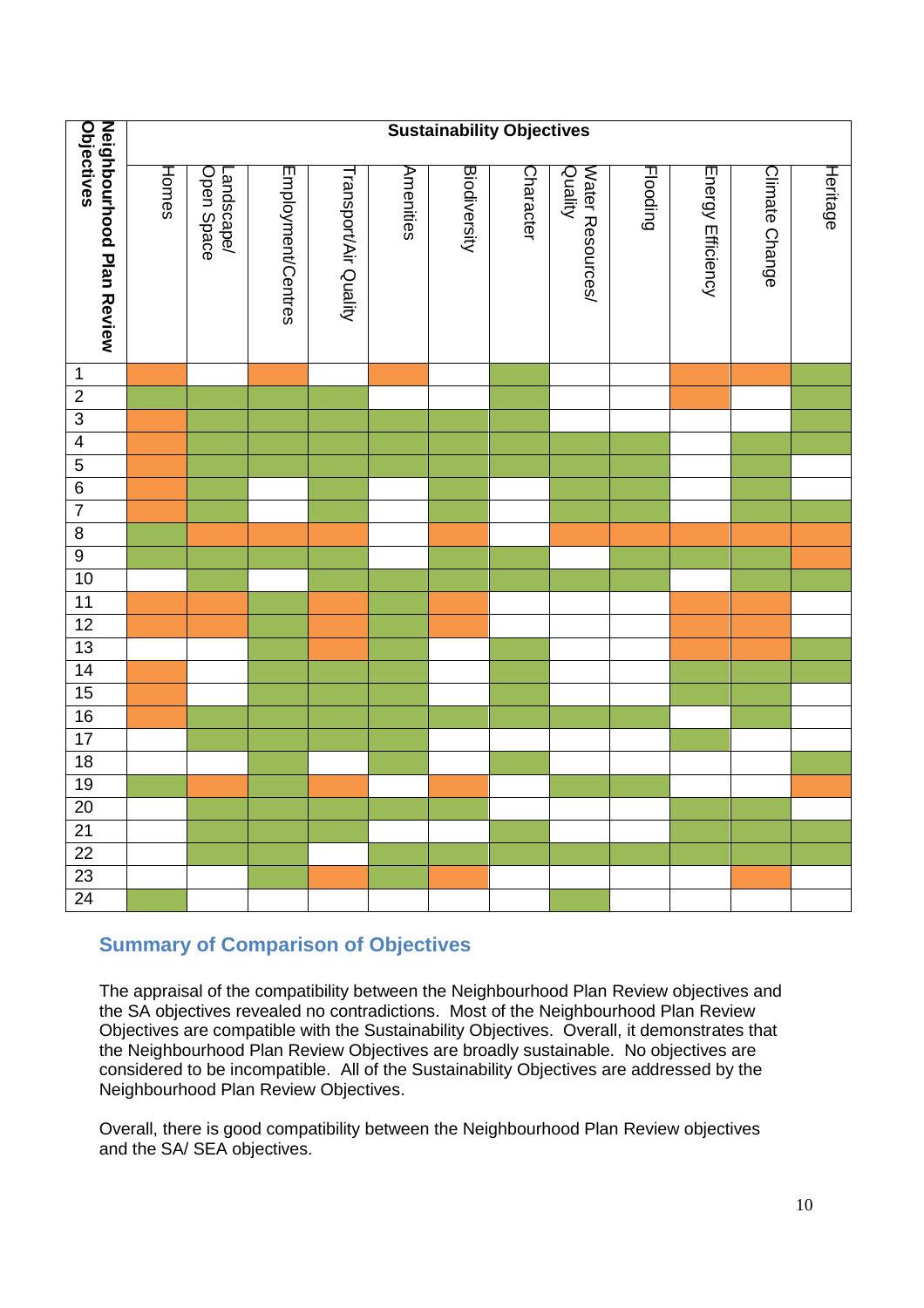| Neighbourhood Plan Review Objectives | Sustainability Objectives | | | | | | | | | | | |
|---|---|---|---|---|---|---|---|---|---|---|---|---|
| | Homes | Landscape/ Open Space | Employment/Centres | Transport/Air Quality | Amenities | Biodiversity | Character | Water Resources/ Quality | Flooding | Energy Efficiency | Climate Change | Heritage |
| 1 | Orange | | Orange | | Orange | | Green | | | Orange | Orange | Green |
| 2 | Green | Green | Green | Green | | | Green | | | Orange | | Green |
| 3 | Orange | Green | Green | Green | Green | Green | Green | | | | | Green |
| 4 | Orange | Green | Green | Green | Green | Green | Green | Green | Green | | Green | Green |
| 5 | Orange | Green | Green | Green | Green | Green | Green | Green | Green | | Green | |
| 6 | Orange | Green | | Green | | Green | | Green | Green | | Green | |
| 7 | Orange | Green | | Green | | Green | | Green | Green | | Green | Green |
| 8 | Green | Orange | Orange | Orange | | Orange | | Orange | Orange | Orange | Orange | Orange |
| 9 | Green | Green | Green | Green | | Green | Green | | Green | Green | Green | Orange |
| 10 | | Green | | Green | Green | Green | Green | Green | Green | | Green | Green |
| 11 | Orange | Orange | Green | Orange | Green | Orange | | | | Orange | Orange | |
| 12 | Orange | Orange | Green | Orange | Green | Orange | | | | Orange | Orange | |
| 13 | | | Green | Orange | Green | | Green | | | Orange | Orange | Green |
| 14 | Orange | | Green | Green | Green | | Green | | | Green | Green | Green |
| 15 | Orange | | Green | Green | Green | | Green | | | Green | Green | |
| 16 | Orange | Green | Green | Green | Green | Green | Green | Green | Green | | Green | |
| 17 | | Green | Green | Green | Green | | | | | Green | | |
| 18 | | | Green | | Green | | Green | | | | | Green |
| 19 | Green | Orange | Green | Orange | | Orange | | Green | Green | | | Orange |
| 20 | | Green | Green | Green | Green | Green | | | | Green | Green | |
| 21 | | Green | Green | Green | | | Green | | | Green | Green | Green |
| 22 | | Green | Green | | Green | Green | Green | Green | Green | Green | Green | Green |
| 23 | | | Green | Orange | Green | Orange | | | | | Orange | |
| 24 | Green | | | | | | | Green | | | | |

## Summary of Comparison of Objectives

The appraisal of the compatibility between the Neighbourhood Plan Review objectives and the SA objectives revealed no contradictions. Most of the Neighbourhood Plan Review Objectives are compatible with the Sustainability Objectives. Overall, it demonstrates that the Neighbourhood Plan Review Objectives are broadly sustainable. No objectives are considered to be incompatible. All of the Sustainability Objectives are addressed by the Neighbourhood Plan Review Objectives.

Overall, there is good compatibility between the Neighbourhood Plan Review objectives and the SA/ SEA objectives.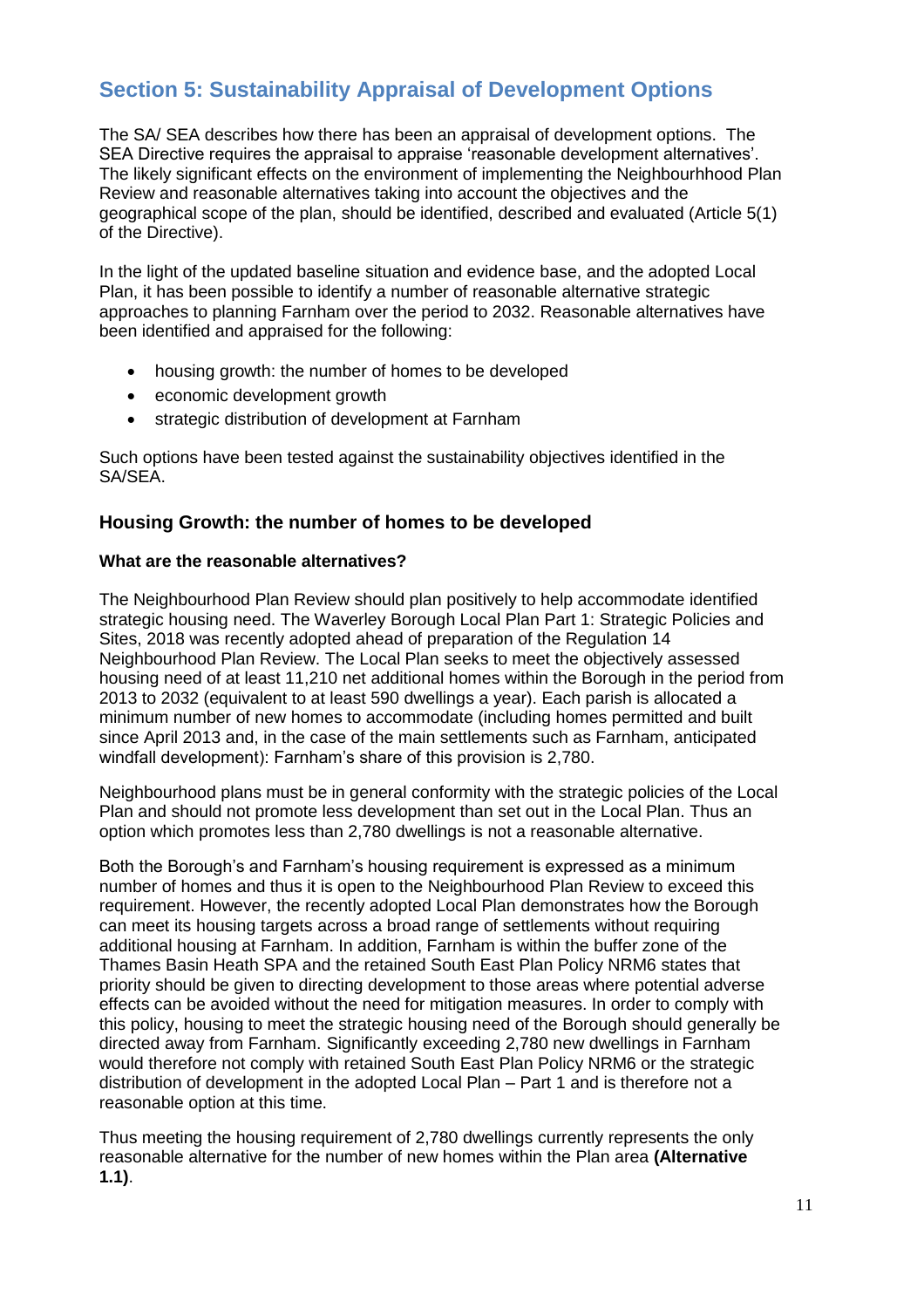## Section 5: Sustainability Appraisal of Development Options

The SA/ SEA describes how there has been an appraisal of development options. The SEA Directive requires the appraisal to appraise 'reasonable development alternatives'. The likely significant effects on the environment of implementing the Neighbourhood Plan Review and reasonable alternatives taking into account the objectives and the geographical scope of the plan, should be identified, described and evaluated (Article 5(1) of the Directive).

In the light of the updated baseline situation and evidence base, and the adopted Local Plan, it has been possible to identify a number of reasonable alternative strategic approaches to planning Farnham over the period to 2032. Reasonable alternatives have been identified and appraised for the following:

- housing growth: the number of homes to be developed
- economic development growth
- strategic distribution of development at Farnham

Such options have been tested against the sustainability objectives identified in the SA/SEA.

### Housing Growth: the number of homes to be developed

**What are the reasonable alternatives?**

The Neighbourhood Plan Review should plan positively to help accommodate identified strategic housing need. The Waverley Borough Local Plan Part 1: Strategic Policies and Sites, 2018 was recently adopted ahead of preparation of the Regulation 14 Neighbourhood Plan Review. The Local Plan seeks to meet the objectively assessed housing need of at least 11,210 net additional homes within the Borough in the period from 2013 to 2032 (equivalent to at least 590 dwellings a year). Each parish is allocated a minimum number of new homes to accommodate (including homes permitted and built since April 2013 and, in the case of the main settlements such as Farnham, anticipated windfall development): Farnham's share of this provision is 2,780.

Neighbourhood plans must be in general conformity with the strategic policies of the Local Plan and should not promote less development than set out in the Local Plan. Thus an option which promotes less than 2,780 dwellings is not a reasonable alternative.

Both the Borough's and Farnham's housing requirement is expressed as a minimum number of homes and thus it is open to the Neighbourhood Plan Review to exceed this requirement. However, the recently adopted Local Plan demonstrates how the Borough can meet its housing targets across a broad range of settlements without requiring additional housing at Farnham. In addition, Farnham is within the buffer zone of the Thames Basin Heath SPA and the retained South East Plan Policy NRM6 states that priority should be given to directing development to those areas where potential adverse effects can be avoided without the need for mitigation measures. In order to comply with this policy, housing to meet the strategic housing need of the Borough should generally be directed away from Farnham. Significantly exceeding 2,780 new dwellings in Farnham would therefore not comply with retained South East Plan Policy NRM6 or the strategic distribution of development in the adopted Local Plan – Part 1 and is therefore not a reasonable option at this time.

Thus meeting the housing requirement of 2,780 dwellings currently represents the only reasonable alternative for the number of new homes within the Plan area **(Alternative 1.1)**.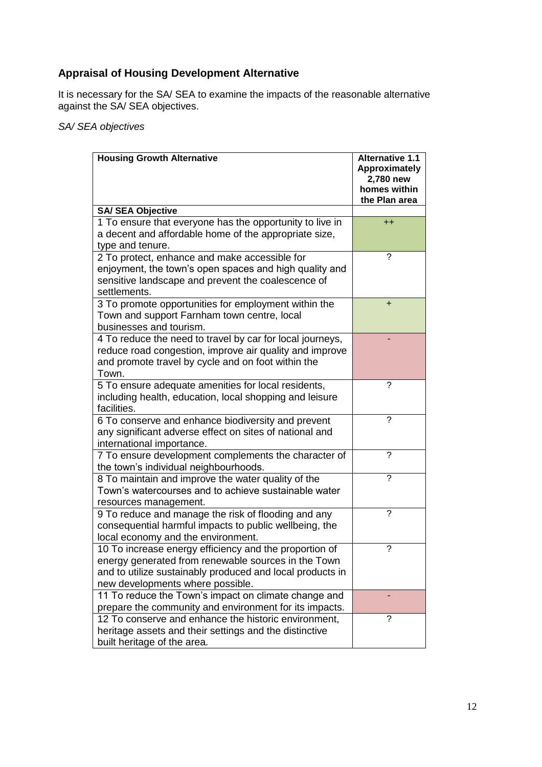## Appraisal of Housing Development Alternative

It is necessary for the SA/ SEA to examine the impacts of the reasonable alternative against the SA/ SEA objectives.

*SA/ SEA objectives*

| **Housing Growth Alternative** | **Alternative 1.1 Approximately 2,780 new homes within the Plan area** |
|---|---|
| **SA/ SEA Objective** | |
| 1 To ensure that everyone has the opportunity to live in a decent and affordable home of the appropriate size, type and tenure. | ++ |
| 2 To protect, enhance and make accessible for enjoyment, the town's open spaces and high quality and sensitive landscape and prevent the coalescence of settlements. | ? |
| 3 To promote opportunities for employment within the Town and support Farnham town centre, local businesses and tourism. | + |
| 4 To reduce the need to travel by car for local journeys, reduce road congestion, improve air quality and improve and promote travel by cycle and on foot within the Town. | - |
| 5 To ensure adequate amenities for local residents, including health, education, local shopping and leisure facilities. | ? |
| 6 To conserve and enhance biodiversity and prevent any significant adverse effect on sites of national and international importance. | ? |
| 7 To ensure development complements the character of the town's individual neighbourhoods. | ? |
| 8 To maintain and improve the water quality of the Town's watercourses and to achieve sustainable water resources management. | ? |
| 9 To reduce and manage the risk of flooding and any consequential harmful impacts to public wellbeing, the local economy and the environment. | ? |
| 10 To increase energy efficiency and the proportion of energy generated from renewable sources in the Town and to utilize sustainably produced and local products in new developments where possible. | ? |
| 11 To reduce the Town's impact on climate change and prepare the community and environment for its impacts. | - |
| 12 To conserve and enhance the historic environment, heritage assets and their settings and the distinctive built heritage of the area. | ? |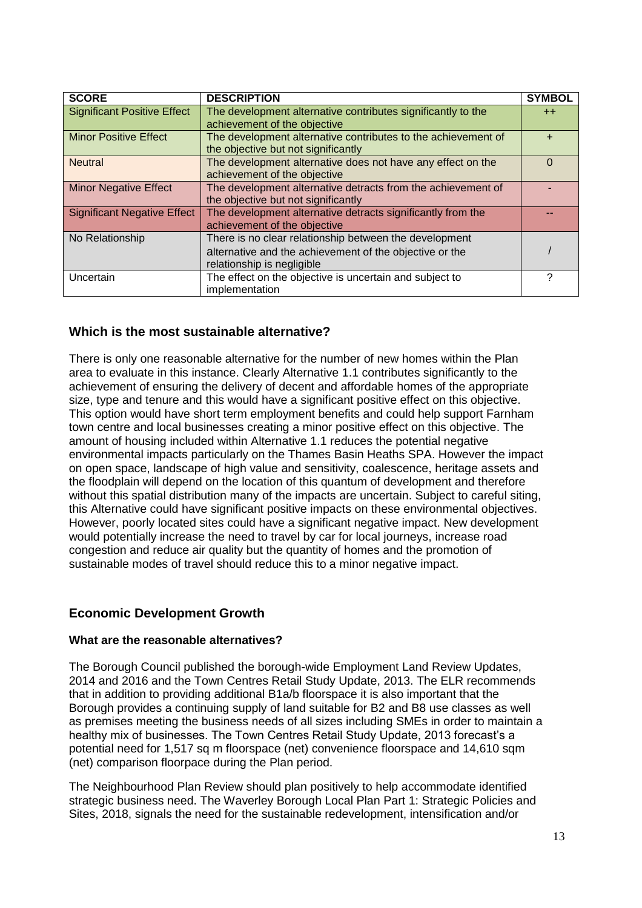| SCORE | DESCRIPTION | SYMBOL |
|---|---|---|
| Significant Positive Effect | The development alternative contributes significantly to the achievement of the objective | ++ |
| Minor Positive Effect | The development alternative contributes to the achievement of the objective but not significantly | + |
| Neutral | The development alternative does not have any effect on the achievement of the objective | 0 |
| Minor Negative Effect | The development alternative detracts from the achievement of the objective but not significantly | - |
| Significant Negative Effect | The development alternative detracts significantly from the achievement of the objective | -- |
| No Relationship | There is no clear relationship between the development alternative and the achievement of the objective or the relationship is negligible | / |
| Uncertain | The effect on the objective is uncertain and subject to implementation | ? |

## Which is the most sustainable alternative?

There is only one reasonable alternative for the number of new homes within the Plan area to evaluate in this instance. Clearly Alternative 1.1 contributes significantly to the achievement of ensuring the delivery of decent and affordable homes of the appropriate size, type and tenure and this would have a significant positive effect on this objective. This option would have short term employment benefits and could help support Farnham town centre and local businesses creating a minor positive effect on this objective. The amount of housing included within Alternative 1.1 reduces the potential negative environmental impacts particularly on the Thames Basin Heaths SPA. However the impact on open space, landscape of high value and sensitivity, coalescence, heritage assets and the floodplain will depend on the location of this quantum of development and therefore without this spatial distribution many of the impacts are uncertain. Subject to careful siting, this Alternative could have significant positive impacts on these environmental objectives. However, poorly located sites could have a significant negative impact. New development would potentially increase the need to travel by car for local journeys, increase road congestion and reduce air quality but the quantity of homes and the promotion of sustainable modes of travel should reduce this to a minor negative impact.

## Economic Development Growth

### What are the reasonable alternatives?

The Borough Council published the borough-wide Employment Land Review Updates, 2014 and 2016 and the Town Centres Retail Study Update, 2013. The ELR recommends that in addition to providing additional B1a/b floorspace it is also important that the Borough provides a continuing supply of land suitable for B2 and B8 use classes as well as premises meeting the business needs of all sizes including SMEs in order to maintain a healthy mix of businesses. The Town Centres Retail Study Update, 2013 forecast's a potential need for 1,517 sq m floorspace (net) convenience floorspace and 14,610 sqm (net) comparison floorpace during the Plan period.

The Neighbourhood Plan Review should plan positively to help accommodate identified strategic business need. The Waverley Borough Local Plan Part 1: Strategic Policies and Sites, 2018, signals the need for the sustainable redevelopment, intensification and/or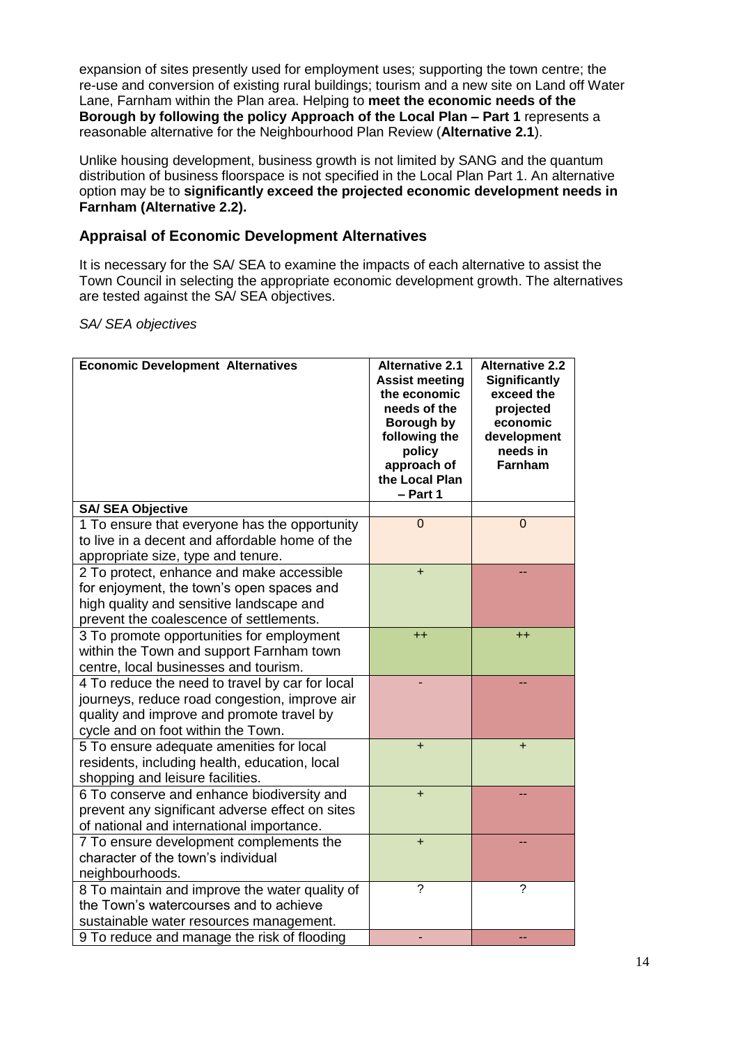expansion of sites presently used for employment uses; supporting the town centre; the re-use and conversion of existing rural buildings; tourism and a new site on Land off Water Lane, Farnham within the Plan area. Helping to **meet the economic needs of the Borough by following the policy Approach of the Local Plan – Part 1** represents a reasonable alternative for the Neighbourhood Plan Review (**Alternative 2.1**).

Unlike housing development, business growth is not limited by SANG and the quantum distribution of business floorspace is not specified in the Local Plan Part 1. An alternative option may be to **significantly exceed the projected economic development needs in Farnham (Alternative 2.2).**

## Appraisal of Economic Development Alternatives

It is necessary for the SA/ SEA to examine the impacts of each alternative to assist the Town Council in selecting the appropriate economic development growth. The alternatives are tested against the SA/ SEA objectives.

*SA/ SEA objectives*

| Economic Development Alternatives | Alternative 2.1 Assist meeting the economic needs of the Borough by following the policy approach of the Local Plan – Part 1 | Alternative 2.2 Significantly exceed the projected economic development needs in Farnham |
|---|---|---|
| **SA/ SEA Objective** | | |
| 1 To ensure that everyone has the opportunity to live in a decent and affordable home of the appropriate size, type and tenure. | 0 | 0 |
| 2 To protect, enhance and make accessible for enjoyment, the town's open spaces and high quality and sensitive landscape and prevent the coalescence of settlements. | + | -- |
| 3 To promote opportunities for employment within the Town and support Farnham town centre, local businesses and tourism. | ++ | ++ |
| 4 To reduce the need to travel by car for local journeys, reduce road congestion, improve air quality and improve and promote travel by cycle and on foot within the Town. | - | -- |
| 5 To ensure adequate amenities for local residents, including health, education, local shopping and leisure facilities. | + | + |
| 6 To conserve and enhance biodiversity and prevent any significant adverse effect on sites of national and international importance. | + | -- |
| 7 To ensure development complements the character of the town's individual neighbourhoods. | + | -- |
| 8 To maintain and improve the water quality of the Town's watercourses and to achieve sustainable water resources management. | ? | ? |
| 9 To reduce and manage the risk of flooding | - | -- |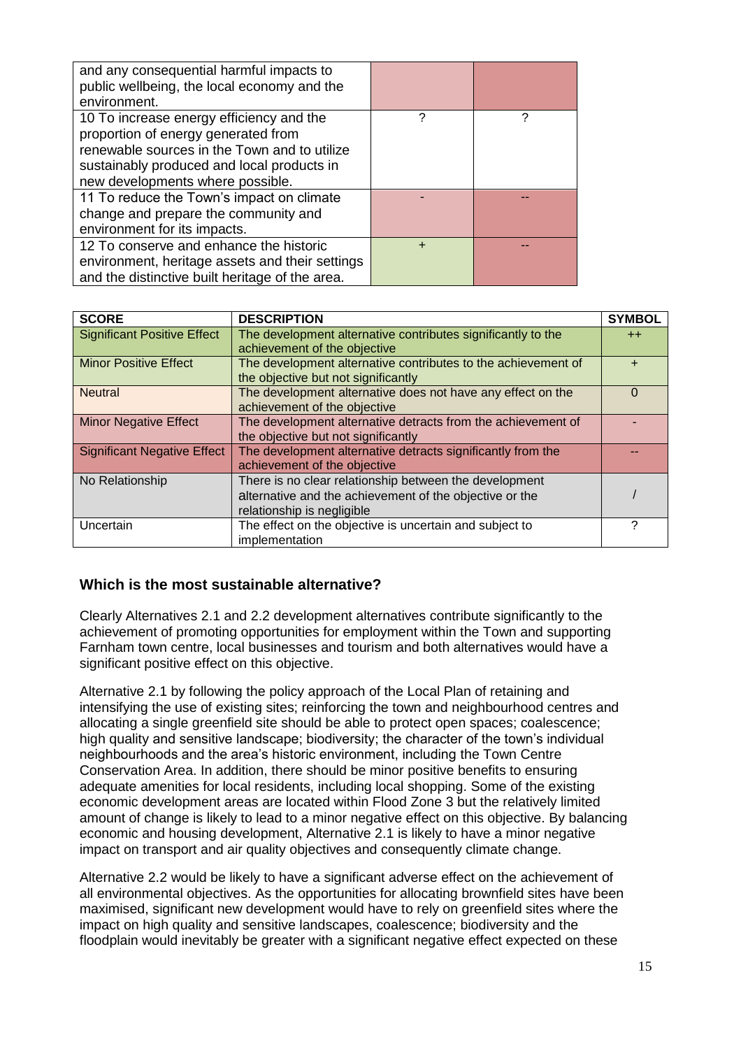| | | |
|---|---|---|
| and any consequential harmful impacts to public wellbeing, the local economy and the environment. | | |
| 10 To increase energy efficiency and the proportion of energy generated from renewable sources in the Town and to utilize sustainably produced and local products in new developments where possible. | ? | ? |
| 11 To reduce the Town's impact on climate change and prepare the community and environment for its impacts. | - | -- |
| 12 To conserve and enhance the historic environment, heritage assets and their settings and the distinctive built heritage of the area. | + | -- |

| SCORE | DESCRIPTION | SYMBOL |
|---|---|---|
| Significant Positive Effect | The development alternative contributes significantly to the achievement of the objective | ++ |
| Minor Positive Effect | The development alternative contributes to the achievement of the objective but not significantly | + |
| Neutral | The development alternative does not have any effect on the achievement of the objective | 0 |
| Minor Negative Effect | The development alternative detracts from the achievement of the objective but not significantly | - |
| Significant Negative Effect | The development alternative detracts significantly from the achievement of the objective | -- |
| No Relationship | There is no clear relationship between the development alternative and the achievement of the objective or the relationship is negligible | / |
| Uncertain | The effect on the objective is uncertain and subject to implementation | ? |

### Which is the most sustainable alternative?

Clearly Alternatives 2.1 and 2.2 development alternatives contribute significantly to the achievement of promoting opportunities for employment within the Town and supporting Farnham town centre, local businesses and tourism and both alternatives would have a significant positive effect on this objective.

Alternative 2.1 by following the policy approach of the Local Plan of retaining and intensifying the use of existing sites; reinforcing the town and neighbourhood centres and allocating a single greenfield site should be able to protect open spaces; coalescence; high quality and sensitive landscape; biodiversity; the character of the town's individual neighbourhoods and the area's historic environment, including the Town Centre Conservation Area. In addition, there should be minor positive benefits to ensuring adequate amenities for local residents, including local shopping. Some of the existing economic development areas are located within Flood Zone 3 but the relatively limited amount of change is likely to lead to a minor negative effect on this objective. By balancing economic and housing development, Alternative 2.1 is likely to have a minor negative impact on transport and air quality objectives and consequently climate change.

Alternative 2.2 would be likely to have a significant adverse effect on the achievement of all environmental objectives. As the opportunities for allocating brownfield sites have been maximised, significant new development would have to rely on greenfield sites where the impact on high quality and sensitive landscapes, coalescence; biodiversity and the floodplain would inevitably be greater with a significant negative effect expected on these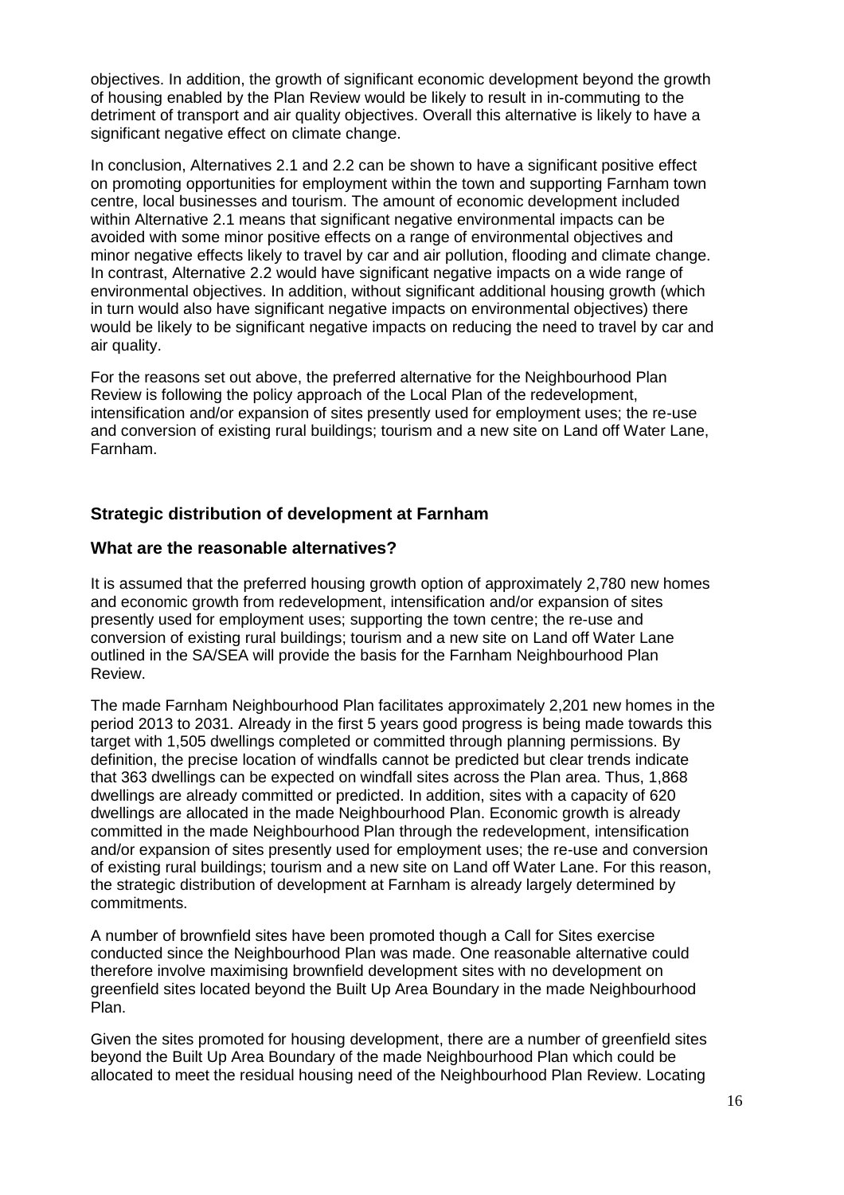objectives. In addition, the growth of significant economic development beyond the growth of housing enabled by the Plan Review would be likely to result in in-commuting to the detriment of transport and air quality objectives. Overall this alternative is likely to have a significant negative effect on climate change.

In conclusion, Alternatives 2.1 and 2.2 can be shown to have a significant positive effect on promoting opportunities for employment within the town and supporting Farnham town centre, local businesses and tourism. The amount of economic development included within Alternative 2.1 means that significant negative environmental impacts can be avoided with some minor positive effects on a range of environmental objectives and minor negative effects likely to travel by car and air pollution, flooding and climate change. In contrast, Alternative 2.2 would have significant negative impacts on a wide range of environmental objectives. In addition, without significant additional housing growth (which in turn would also have significant negative impacts on environmental objectives) there would be likely to be significant negative impacts on reducing the need to travel by car and air quality.

For the reasons set out above, the preferred alternative for the Neighbourhood Plan Review is following the policy approach of the Local Plan of the redevelopment, intensification and/or expansion of sites presently used for employment uses; the re-use and conversion of existing rural buildings; tourism and a new site on Land off Water Lane, Farnham.

## Strategic distribution of development at Farnham

### What are the reasonable alternatives?

It is assumed that the preferred housing growth option of approximately 2,780 new homes and economic growth from redevelopment, intensification and/or expansion of sites presently used for employment uses; supporting the town centre; the re-use and conversion of existing rural buildings; tourism and a new site on Land off Water Lane outlined in the SA/SEA will provide the basis for the Farnham Neighbourhood Plan Review.

The made Farnham Neighbourhood Plan facilitates approximately 2,201 new homes in the period 2013 to 2031. Already in the first 5 years good progress is being made towards this target with 1,505 dwellings completed or committed through planning permissions. By definition, the precise location of windfalls cannot be predicted but clear trends indicate that 363 dwellings can be expected on windfall sites across the Plan area. Thus, 1,868 dwellings are already committed or predicted. In addition, sites with a capacity of 620 dwellings are allocated in the made Neighbourhood Plan. Economic growth is already committed in the made Neighbourhood Plan through the redevelopment, intensification and/or expansion of sites presently used for employment uses; the re-use and conversion of existing rural buildings; tourism and a new site on Land off Water Lane. For this reason, the strategic distribution of development at Farnham is already largely determined by commitments.

A number of brownfield sites have been promoted though a Call for Sites exercise conducted since the Neighbourhood Plan was made. One reasonable alternative could therefore involve maximising brownfield development sites with no development on greenfield sites located beyond the Built Up Area Boundary in the made Neighbourhood Plan.

Given the sites promoted for housing development, there are a number of greenfield sites beyond the Built Up Area Boundary of the made Neighbourhood Plan which could be allocated to meet the residual housing need of the Neighbourhood Plan Review. Locating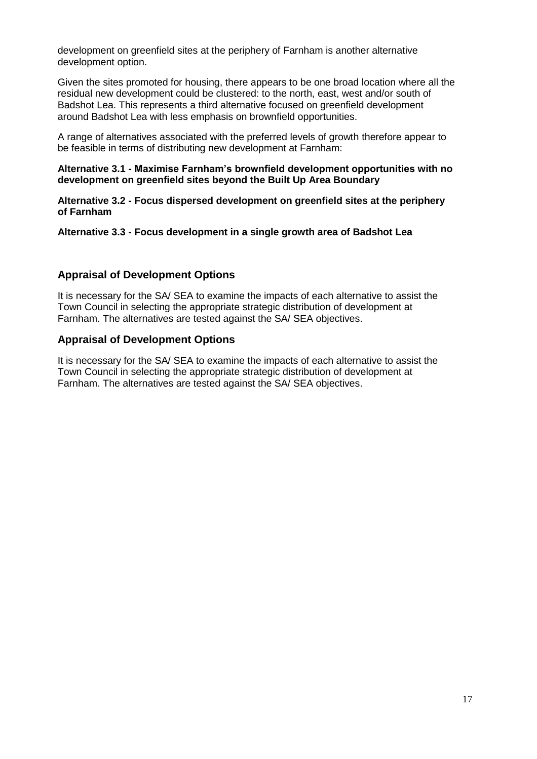development on greenfield sites at the periphery of Farnham is another alternative development option.

Given the sites promoted for housing, there appears to be one broad location where all the residual new development could be clustered: to the north, east, west and/or south of Badshot Lea. This represents a third alternative focused on greenfield development around Badshot Lea with less emphasis on brownfield opportunities.

A range of alternatives associated with the preferred levels of growth therefore appear to be feasible in terms of distributing new development at Farnham:

**Alternative 3.1 - Maximise Farnham's brownfield development opportunities with no development on greenfield sites beyond the Built Up Area Boundary**

**Alternative 3.2 - Focus dispersed development on greenfield sites at the periphery of Farnham**

**Alternative 3.3 - Focus development in a single growth area of Badshot Lea**

## Appraisal of Development Options

It is necessary for the SA/ SEA to examine the impacts of each alternative to assist the Town Council in selecting the appropriate strategic distribution of development at Farnham. The alternatives are tested against the SA/ SEA objectives.

## Appraisal of Development Options

It is necessary for the SA/ SEA to examine the impacts of each alternative to assist the Town Council in selecting the appropriate strategic distribution of development at Farnham. The alternatives are tested against the SA/ SEA objectives.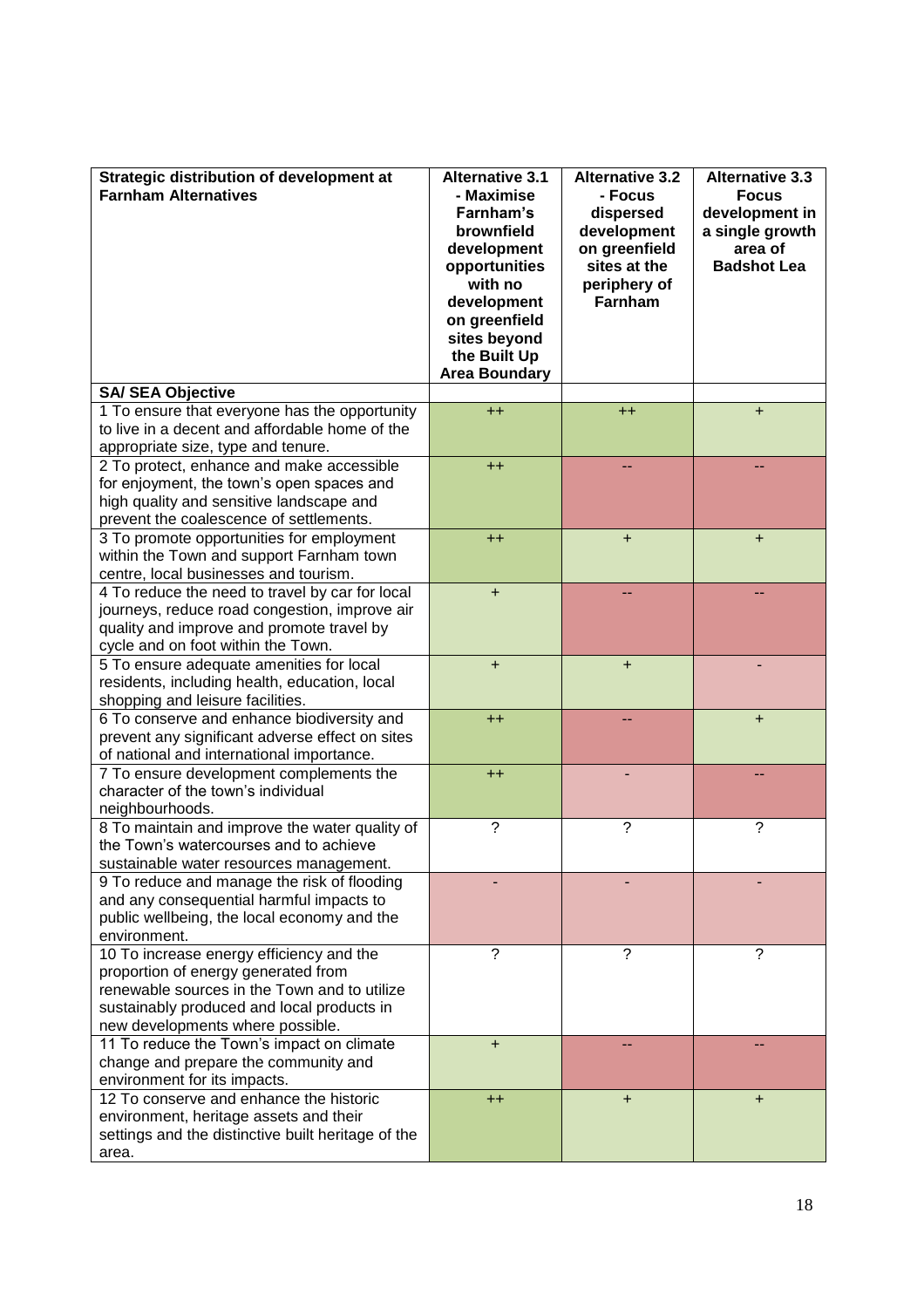| Strategic distribution of development at Farnham Alternatives | Alternative 3.1 - Maximise Farnham's brownfield development opportunities with no development on greenfield sites beyond the Built Up Area Boundary | Alternative 3.2 - Focus dispersed development on greenfield sites at the periphery of Farnham | Alternative 3.3 Focus development in a single growth area of Badshot Lea |
|---|---|---|---|
| **SA/ SEA Objective** | | | |
| 1 To ensure that everyone has the opportunity to live in a decent and affordable home of the appropriate size, type and tenure. | ++ | ++ | + |
| 2 To protect, enhance and make accessible for enjoyment, the town's open spaces and high quality and sensitive landscape and prevent the coalescence of settlements. | ++ | -- | -- |
| 3 To promote opportunities for employment within the Town and support Farnham town centre, local businesses and tourism. | ++ | + | + |
| 4 To reduce the need to travel by car for local journeys, reduce road congestion, improve air quality and improve and promote travel by cycle and on foot within the Town. | + | -- | -- |
| 5 To ensure adequate amenities for local residents, including health, education, local shopping and leisure facilities. | + | + | - |
| 6 To conserve and enhance biodiversity and prevent any significant adverse effect on sites of national and international importance. | ++ | -- | + |
| 7 To ensure development complements the character of the town's individual neighbourhoods. | ++ | - | -- |
| 8 To maintain and improve the water quality of the Town's watercourses and to achieve sustainable water resources management. | ? | ? | ? |
| 9 To reduce and manage the risk of flooding and any consequential harmful impacts to public wellbeing, the local economy and the environment. | - | - | - |
| 10 To increase energy efficiency and the proportion of energy generated from renewable sources in the Town and to utilize sustainably produced and local products in new developments where possible. | ? | ? | ? |
| 11 To reduce the Town's impact on climate change and prepare the community and environment for its impacts. | + | -- | -- |
| 12 To conserve and enhance the historic environment, heritage assets and their settings and the distinctive built heritage of the area. | ++ | + | + |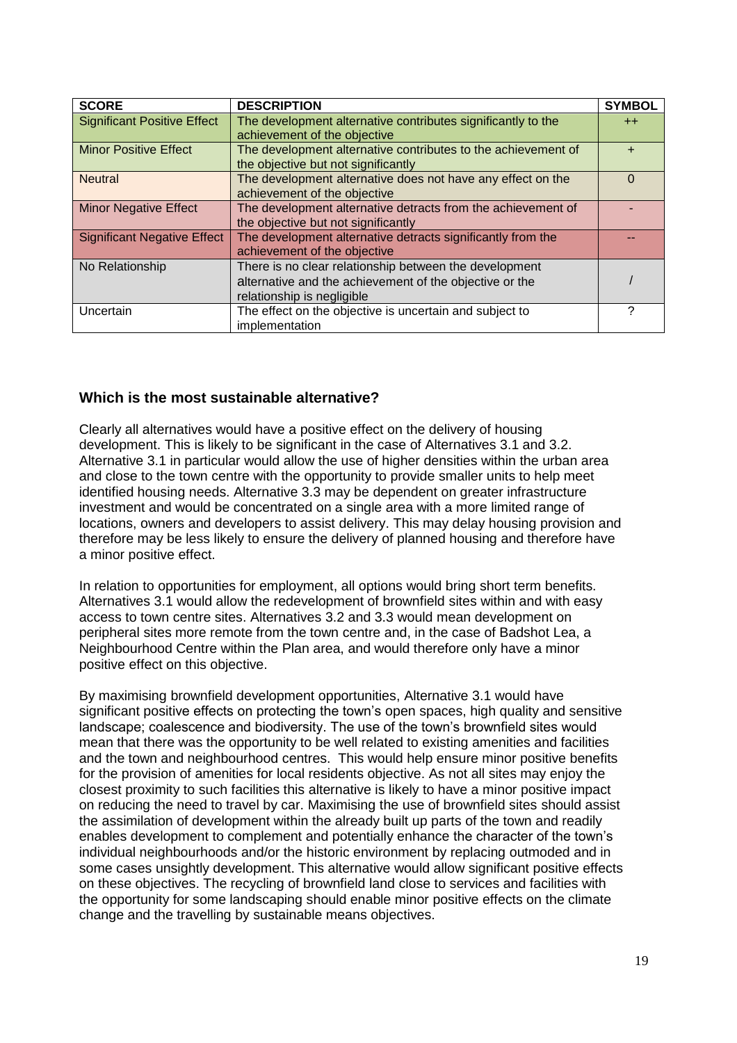| SCORE | DESCRIPTION | SYMBOL |
| --- | --- | --- |
| Significant Positive Effect | The development alternative contributes significantly to the achievement of the objective | ++ |
| Minor Positive Effect | The development alternative contributes to the achievement of the objective but not significantly | + |
| Neutral | The development alternative does not have any effect on the achievement of the objective | 0 |
| Minor Negative Effect | The development alternative detracts from the achievement of the objective but not significantly | - |
| Significant Negative Effect | The development alternative detracts significantly from the achievement of the objective | -- |
| No Relationship | There is no clear relationship between the development alternative and the achievement of the objective or the relationship is negligible | / |
| Uncertain | The effect on the objective is uncertain and subject to implementation | ? |

### Which is the most sustainable alternative?

Clearly all alternatives would have a positive effect on the delivery of housing development. This is likely to be significant in the case of Alternatives 3.1 and 3.2. Alternative 3.1 in particular would allow the use of higher densities within the urban area and close to the town centre with the opportunity to provide smaller units to help meet identified housing needs. Alternative 3.3 may be dependent on greater infrastructure investment and would be concentrated on a single area with a more limited range of locations, owners and developers to assist delivery. This may delay housing provision and therefore may be less likely to ensure the delivery of planned housing and therefore have a minor positive effect.

In relation to opportunities for employment, all options would bring short term benefits. Alternatives 3.1 would allow the redevelopment of brownfield sites within and with easy access to town centre sites. Alternatives 3.2 and 3.3 would mean development on peripheral sites more remote from the town centre and, in the case of Badshot Lea, a Neighbourhood Centre within the Plan area, and would therefore only have a minor positive effect on this objective.

By maximising brownfield development opportunities, Alternative 3.1 would have significant positive effects on protecting the town's open spaces, high quality and sensitive landscape; coalescence and biodiversity. The use of the town's brownfield sites would mean that there was the opportunity to be well related to existing amenities and facilities and the town and neighbourhood centres. This would help ensure minor positive benefits for the provision of amenities for local residents objective. As not all sites may enjoy the closest proximity to such facilities this alternative is likely to have a minor positive impact on reducing the need to travel by car. Maximising the use of brownfield sites should assist the assimilation of development within the already built up parts of the town and readily enables development to complement and potentially enhance the character of the town's individual neighbourhoods and/or the historic environment by replacing outmoded and in some cases unsightly development. This alternative would allow significant positive effects on these objectives. The recycling of brownfield land close to services and facilities with the opportunity for some landscaping should enable minor positive effects on the climate change and the travelling by sustainable means objectives.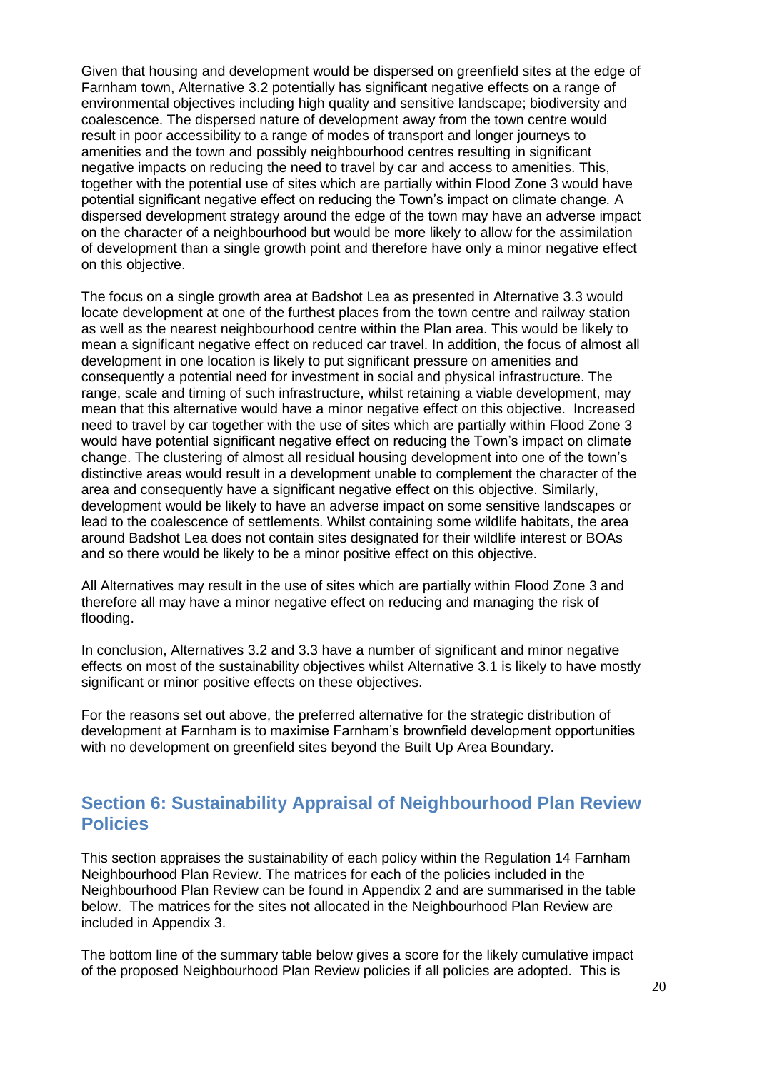Given that housing and development would be dispersed on greenfield sites at the edge of Farnham town, Alternative 3.2 potentially has significant negative effects on a range of environmental objectives including high quality and sensitive landscape; biodiversity and coalescence. The dispersed nature of development away from the town centre would result in poor accessibility to a range of modes of transport and longer journeys to amenities and the town and possibly neighbourhood centres resulting in significant negative impacts on reducing the need to travel by car and access to amenities. This, together with the potential use of sites which are partially within Flood Zone 3 would have potential significant negative effect on reducing the Town's impact on climate change. A dispersed development strategy around the edge of the town may have an adverse impact on the character of a neighbourhood but would be more likely to allow for the assimilation of development than a single growth point and therefore have only a minor negative effect on this objective.

The focus on a single growth area at Badshot Lea as presented in Alternative 3.3 would locate development at one of the furthest places from the town centre and railway station as well as the nearest neighbourhood centre within the Plan area. This would be likely to mean a significant negative effect on reduced car travel. In addition, the focus of almost all development in one location is likely to put significant pressure on amenities and consequently a potential need for investment in social and physical infrastructure. The range, scale and timing of such infrastructure, whilst retaining a viable development, may mean that this alternative would have a minor negative effect on this objective. Increased need to travel by car together with the use of sites which are partially within Flood Zone 3 would have potential significant negative effect on reducing the Town's impact on climate change. The clustering of almost all residual housing development into one of the town's distinctive areas would result in a development unable to complement the character of the area and consequently have a significant negative effect on this objective. Similarly, development would be likely to have an adverse impact on some sensitive landscapes or lead to the coalescence of settlements. Whilst containing some wildlife habitats, the area around Badshot Lea does not contain sites designated for their wildlife interest or BOAs and so there would be likely to be a minor positive effect on this objective.

All Alternatives may result in the use of sites which are partially within Flood Zone 3 and therefore all may have a minor negative effect on reducing and managing the risk of flooding.

In conclusion, Alternatives 3.2 and 3.3 have a number of significant and minor negative effects on most of the sustainability objectives whilst Alternative 3.1 is likely to have mostly significant or minor positive effects on these objectives.

For the reasons set out above, the preferred alternative for the strategic distribution of development at Farnham is to maximise Farnham's brownfield development opportunities with no development on greenfield sites beyond the Built Up Area Boundary.

## Section 6: Sustainability Appraisal of Neighbourhood Plan Review Policies

This section appraises the sustainability of each policy within the Regulation 14 Farnham Neighbourhood Plan Review. The matrices for each of the policies included in the Neighbourhood Plan Review can be found in Appendix 2 and are summarised in the table below. The matrices for the sites not allocated in the Neighbourhood Plan Review are included in Appendix 3.

The bottom line of the summary table below gives a score for the likely cumulative impact of the proposed Neighbourhood Plan Review policies if all policies are adopted. This is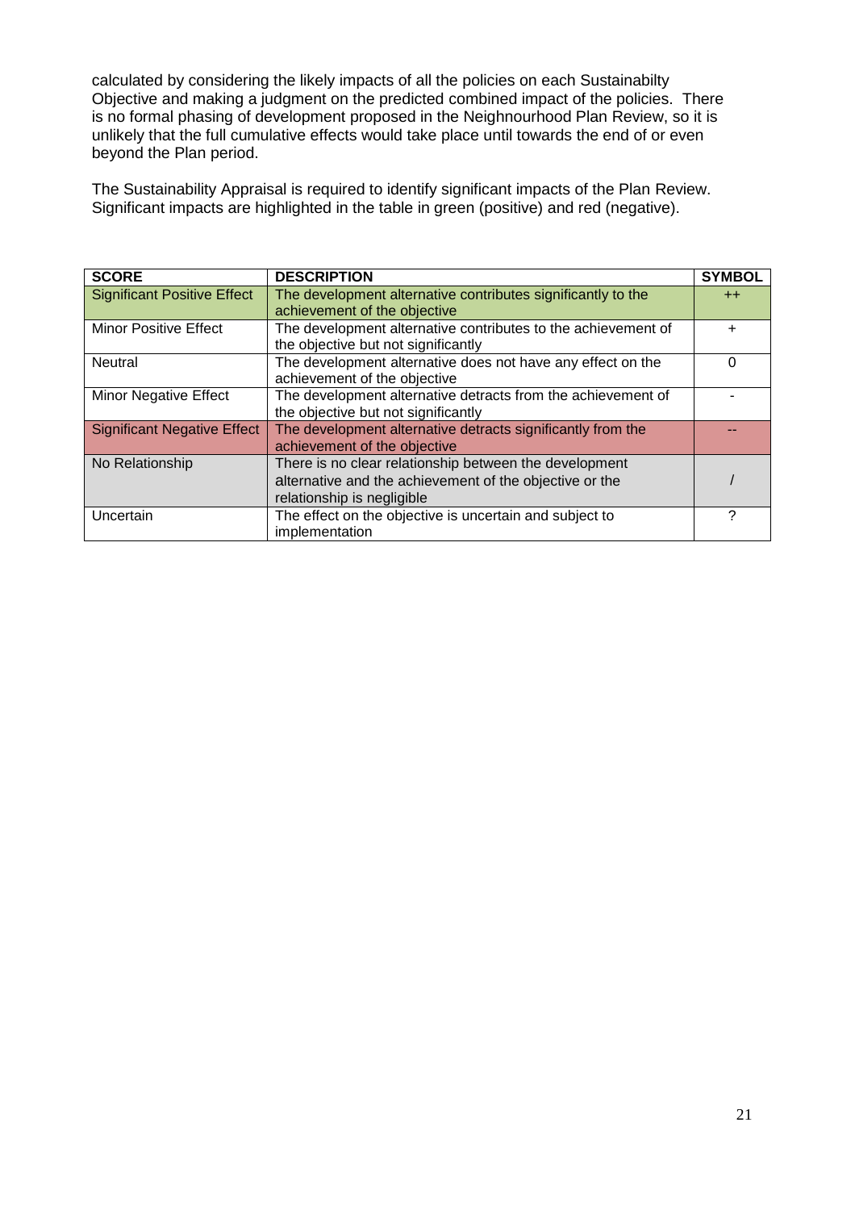calculated by considering the likely impacts of all the policies on each Sustainabilty Objective and making a judgment on the predicted combined impact of the policies. There is no formal phasing of development proposed in the Neighbourhood Plan Review, so it is unlikely that the full cumulative effects would take place until towards the end of or even beyond the Plan period.

The Sustainability Appraisal is required to identify significant impacts of the Plan Review. Significant impacts are highlighted in the table in green (positive) and red (negative).

| SCORE | DESCRIPTION | SYMBOL |
|---|---|---|
| Significant Positive Effect | The development alternative contributes significantly to the achievement of the objective | ++ |
| Minor Positive Effect | The development alternative contributes to the achievement of the objective but not significantly | + |
| Neutral | The development alternative does not have any effect on the achievement of the objective | 0 |
| Minor Negative Effect | The development alternative detracts from the achievement of the objective but not significantly | - |
| Significant Negative Effect | The development alternative detracts significantly from the achievement of the objective | -- |
| No Relationship | There is no clear relationship between the development alternative and the achievement of the objective or the relationship is negligible | / |
| Uncertain | The effect on the objective is uncertain and subject to implementation | ? |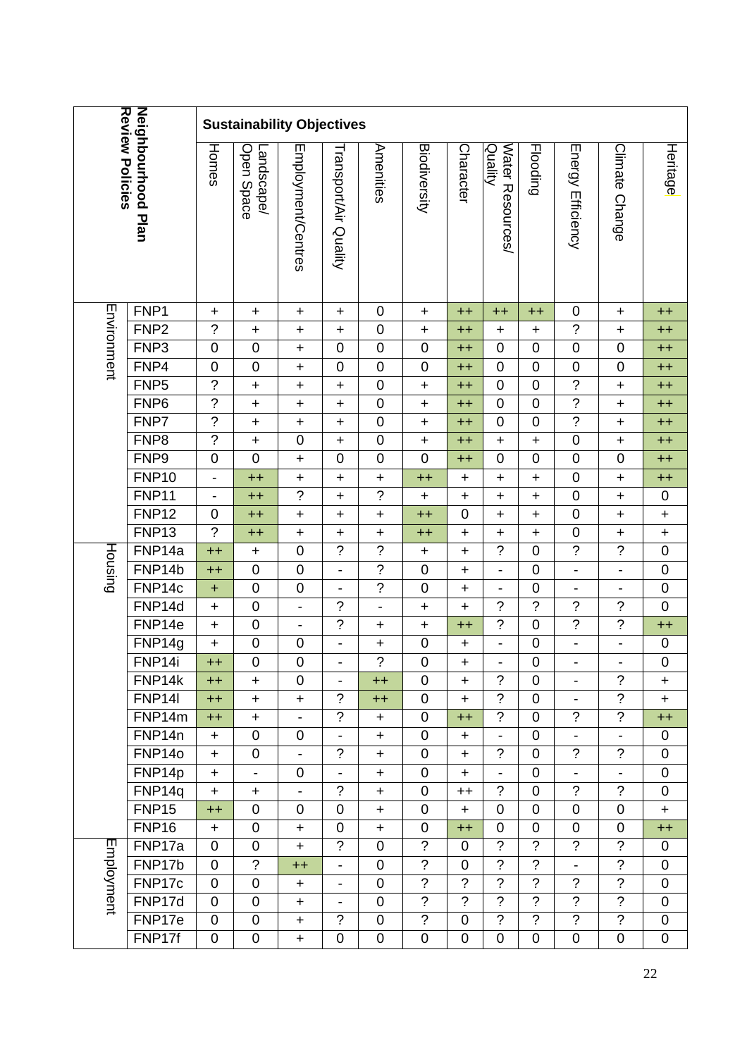| Neighbourhood Plan Review Policies | | Sustainability Objectives | | | | | | | | | | | |
|---|---|---|---|---|---|---|---|---|---|---|---|---|---|
| | | Homes | Landscape/ Open Space | Employment/Centres | Transport/Air Quality | Amenities | Biodiversity | Character | Water Resources/ Quality | Flooding | Energy Efficiency | Climate Change | Heritage |
| Environment | FNP1 | + | + | + | + | 0 | + | ++ | ++ | ++ | 0 | + | ++ |
| | FNP2 | ? | + | + | + | 0 | + | ++ | + | + | ? | + | ++ |
| | FNP3 | 0 | 0 | + | 0 | 0 | 0 | ++ | 0 | 0 | 0 | 0 | ++ |
| | FNP4 | 0 | 0 | + | 0 | 0 | 0 | ++ | 0 | 0 | 0 | 0 | ++ |
| | FNP5 | ? | + | + | + | 0 | + | ++ | 0 | 0 | ? | + | ++ |
| | FNP6 | ? | + | + | + | 0 | + | ++ | 0 | 0 | ? | + | ++ |
| | FNP7 | ? | + | + | + | 0 | + | ++ | 0 | 0 | ? | + | ++ |
| | FNP8 | ? | + | 0 | + | 0 | + | ++ | + | + | 0 | + | ++ |
| | FNP9 | 0 | 0 | + | 0 | 0 | 0 | ++ | 0 | 0 | 0 | 0 | ++ |
| | FNP10 | - | ++ | + | + | + | ++ | + | + | + | 0 | + | ++ |
| | FNP11 | - | ++ | ? | + | ? | + | + | + | + | 0 | + | 0 |
| | FNP12 | 0 | ++ | + | + | + | ++ | 0 | + | + | 0 | + | + |
| | FNP13 | ? | ++ | + | + | + | ++ | + | + | + | 0 | + | + |
| Housing | FNP14a | ++ | + | 0 | ? | ? | + | + | ? | 0 | ? | ? | 0 |
| | FNP14b | ++ | 0 | 0 | - | ? | 0 | + | - | 0 | - | - | 0 |
| | FNP14c | + | 0 | 0 | - | ? | 0 | + | - | 0 | - | - | 0 |
| | FNP14d | + | 0 | - | ? | - | + | + | ? | ? | ? | ? | 0 |
| | FNP14e | + | 0 | - | ? | + | + | ++ | ? | 0 | ? | ? | ++ |
| | FNP14g | + | 0 | 0 | - | + | 0 | + | - | 0 | - | - | 0 |
| | FNP14i | ++ | 0 | 0 | - | ? | 0 | + | - | 0 | - | - | 0 |
| | FNP14k | ++ | + | 0 | - | ++ | 0 | + | ? | 0 | - | ? | + |
| | FNP14l | ++ | + | + | ? | ++ | 0 | + | ? | 0 | - | ? | + |
| | FNP14m | ++ | + | - | ? | + | 0 | ++ | ? | 0 | ? | ? | ++ |
| | FNP14n | + | 0 | 0 | - | + | 0 | + | - | 0 | - | - | 0 |
| | FNP14o | + | 0 | - | ? | + | 0 | + | ? | 0 | ? | ? | 0 |
| | FNP14p | + | - | 0 | - | + | 0 | + | - | 0 | - | - | 0 |
| | FNP14q | + | + | - | ? | + | 0 | ++ | ? | 0 | ? | ? | 0 |
| | FNP15 | ++ | 0 | 0 | 0 | + | 0 | + | 0 | 0 | 0 | 0 | + |
| | FNP16 | + | 0 | + | 0 | + | 0 | ++ | 0 | 0 | 0 | 0 | ++ |
| Employment | FNP17a | 0 | 0 | + | ? | 0 | ? | 0 | ? | ? | ? | ? | 0 |
| | FNP17b | 0 | ? | ++ | - | 0 | ? | 0 | ? | ? | - | ? | 0 |
| | FNP17c | 0 | 0 | + | - | 0 | ? | ? | ? | ? | ? | ? | 0 |
| | FNP17d | 0 | 0 | + | - | 0 | ? | ? | ? | ? | ? | ? | 0 |
| | FNP17e | 0 | 0 | + | ? | 0 | ? | 0 | ? | ? | ? | ? | 0 |
| | FNP17f | 0 | 0 | + | 0 | 0 | 0 | 0 | 0 | 0 | 0 | 0 | 0 |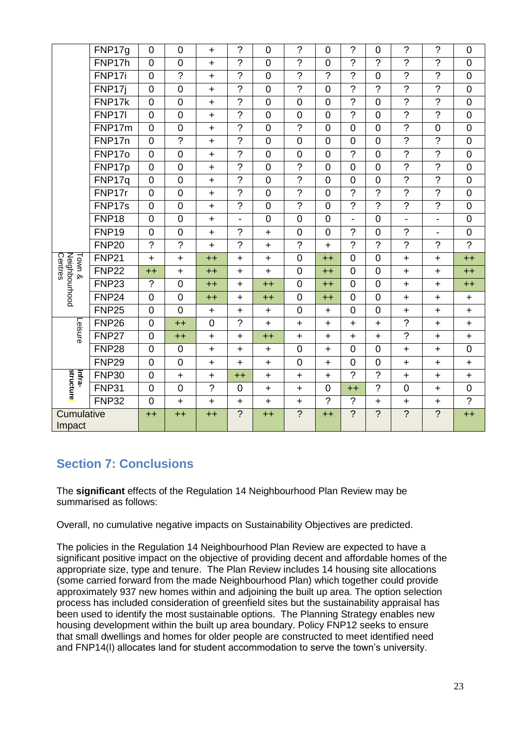| | | | | | | | | | | | | | |
|---|---|---|---|---|---|---|---|---|---|---|---|---|---|
| | FNP17g | 0 | 0 | + | ? | 0 | ? | 0 | ? | 0 | ? | ? | 0 |
| | FNP17h | 0 | 0 | + | ? | 0 | ? | 0 | ? | ? | ? | ? | 0 |
| | FNP17i | 0 | ? | + | ? | 0 | ? | ? | ? | 0 | ? | ? | 0 |
| | FNP17j | 0 | 0 | + | ? | 0 | ? | 0 | ? | ? | ? | ? | 0 |
| | FNP17k | 0 | 0 | + | ? | 0 | 0 | 0 | ? | 0 | ? | ? | 0 |
| | FNP17l | 0 | 0 | + | ? | 0 | 0 | 0 | ? | 0 | ? | ? | 0 |
| | FNP17m | 0 | 0 | + | ? | 0 | ? | 0 | 0 | 0 | ? | 0 | 0 |
| | FNP17n | 0 | ? | + | ? | 0 | 0 | 0 | 0 | 0 | ? | ? | 0 |
| | FNP17o | 0 | 0 | + | ? | 0 | 0 | 0 | ? | 0 | ? | ? | 0 |
| | FNP17p | 0 | 0 | + | ? | 0 | ? | 0 | 0 | 0 | ? | ? | 0 |
| | FNP17q | 0 | 0 | + | ? | 0 | ? | 0 | 0 | 0 | ? | ? | 0 |
| | FNP17r | 0 | 0 | + | ? | 0 | ? | 0 | ? | ? | ? | ? | 0 |
| | FNP17s | 0 | 0 | + | ? | 0 | ? | 0 | ? | ? | ? | ? | 0 |
| | FNP18 | 0 | 0 | + | - | 0 | 0 | 0 | - | 0 | - | - | 0 |
| | FNP19 | 0 | 0 | + | ? | + | 0 | 0 | ? | 0 | ? | - | 0 |
| | FNP20 | ? | ? | + | ? | + | ? | + | ? | ? | ? | ? | ? |
| Town & Neighbourhood Centres | FNP21 | + | + | ++ | + | + | 0 | ++ | 0 | 0 | + | + | ++ |
| | FNP22 | ++ | + | ++ | + | + | 0 | ++ | 0 | 0 | + | + | ++ |
| | FNP23 | ? | 0 | ++ | + | ++ | 0 | ++ | 0 | 0 | + | + | ++ |
| | FNP24 | 0 | 0 | ++ | + | ++ | 0 | ++ | 0 | 0 | + | + | + |
| | FNP25 | 0 | 0 | + | + | + | 0 | + | 0 | 0 | + | + | + |
| Leisure | FNP26 | 0 | ++ | 0 | ? | + | + | + | + | + | ? | + | + |
| | FNP27 | 0 | ++ | + | + | ++ | + | + | + | + | ? | + | + |
| | FNP28 | 0 | 0 | + | + | + | 0 | + | 0 | 0 | + | + | 0 |
| | FNP29 | 0 | 0 | + | + | + | 0 | + | 0 | 0 | + | + | + |
| Infra-structure | FNP30 | 0 | + | + | ++ | + | + | + | ? | ? | + | + | + |
| | FNP31 | 0 | 0 | ? | 0 | + | + | 0 | ++ | ? | 0 | + | 0 |
| | FNP32 | 0 | + | + | + | + | + | ? | ? | + | + | + | ? |
| Cumulative Impact | | ++ | ++ | ++ | ? | ++ | ? | ++ | ? | ? | ? | ? | ++ |

## Section 7: Conclusions

The **significant** effects of the Regulation 14 Neighbourhood Plan Review may be summarised as follows:

Overall, no cumulative negative impacts on Sustainability Objectives are predicted.

The policies in the Regulation 14 Neighbourhood Plan Review are expected to have a significant positive impact on the objective of providing decent and affordable homes of the appropriate size, type and tenure. The Plan Review includes 14 housing site allocations (some carried forward from the made Neighbourhood Plan) which together could provide approximately 937 new homes within and adjoining the built up area. The option selection process has included consideration of greenfield sites but the sustainability appraisal has been used to identify the most sustainable options. The Planning Strategy enables new housing development within the built up area boundary. Policy FNP12 seeks to ensure that small dwellings and homes for older people are constructed to meet identified need and FNP14(l) allocates land for student accommodation to serve the town's university.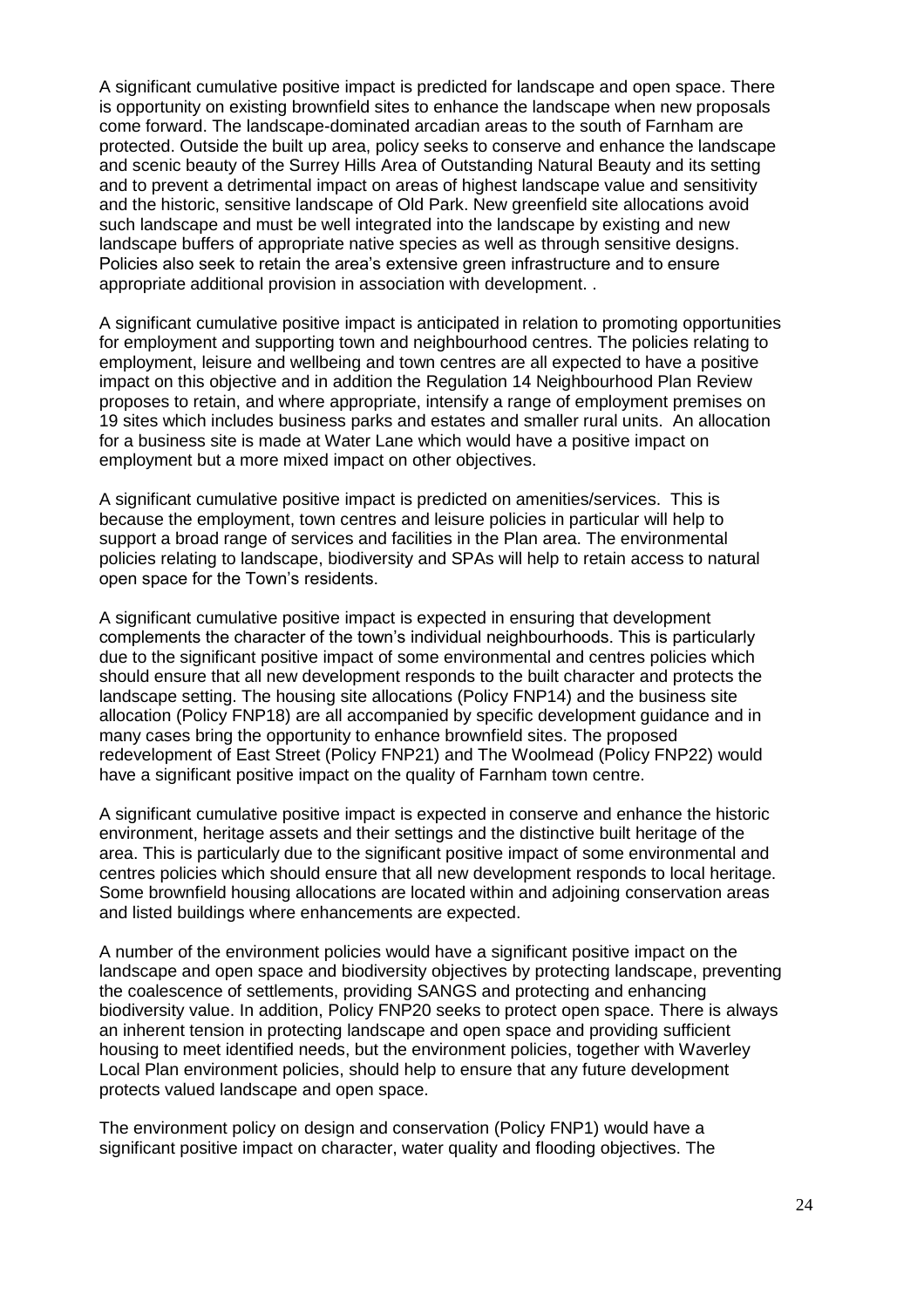A significant cumulative positive impact is predicted for landscape and open space. There is opportunity on existing brownfield sites to enhance the landscape when new proposals come forward. The landscape-dominated arcadian areas to the south of Farnham are protected. Outside the built up area, policy seeks to conserve and enhance the landscape and scenic beauty of the Surrey Hills Area of Outstanding Natural Beauty and its setting and to prevent a detrimental impact on areas of highest landscape value and sensitivity and the historic, sensitive landscape of Old Park. New greenfield site allocations avoid such landscape and must be well integrated into the landscape by existing and new landscape buffers of appropriate native species as well as through sensitive designs. Policies also seek to retain the area's extensive green infrastructure and to ensure appropriate additional provision in association with development. .

A significant cumulative positive impact is anticipated in relation to promoting opportunities for employment and supporting town and neighbourhood centres. The policies relating to employment, leisure and wellbeing and town centres are all expected to have a positive impact on this objective and in addition the Regulation 14 Neighbourhood Plan Review proposes to retain, and where appropriate, intensify a range of employment premises on 19 sites which includes business parks and estates and smaller rural units. An allocation for a business site is made at Water Lane which would have a positive impact on employment but a more mixed impact on other objectives.

A significant cumulative positive impact is predicted on amenities/services. This is because the employment, town centres and leisure policies in particular will help to support a broad range of services and facilities in the Plan area. The environmental policies relating to landscape, biodiversity and SPAs will help to retain access to natural open space for the Town's residents.

A significant cumulative positive impact is expected in ensuring that development complements the character of the town's individual neighbourhoods. This is particularly due to the significant positive impact of some environmental and centres policies which should ensure that all new development responds to the built character and protects the landscape setting. The housing site allocations (Policy FNP14) and the business site allocation (Policy FNP18) are all accompanied by specific development guidance and in many cases bring the opportunity to enhance brownfield sites. The proposed redevelopment of East Street (Policy FNP21) and The Woolmead (Policy FNP22) would have a significant positive impact on the quality of Farnham town centre.

A significant cumulative positive impact is expected in conserve and enhance the historic environment, heritage assets and their settings and the distinctive built heritage of the area. This is particularly due to the significant positive impact of some environmental and centres policies which should ensure that all new development responds to local heritage. Some brownfield housing allocations are located within and adjoining conservation areas and listed buildings where enhancements are expected.

A number of the environment policies would have a significant positive impact on the landscape and open space and biodiversity objectives by protecting landscape, preventing the coalescence of settlements, providing SANGS and protecting and enhancing biodiversity value. In addition, Policy FNP20 seeks to protect open space. There is always an inherent tension in protecting landscape and open space and providing sufficient housing to meet identified needs, but the environment policies, together with Waverley Local Plan environment policies, should help to ensure that any future development protects valued landscape and open space.

The environment policy on design and conservation (Policy FNP1) would have a significant positive impact on character, water quality and flooding objectives. The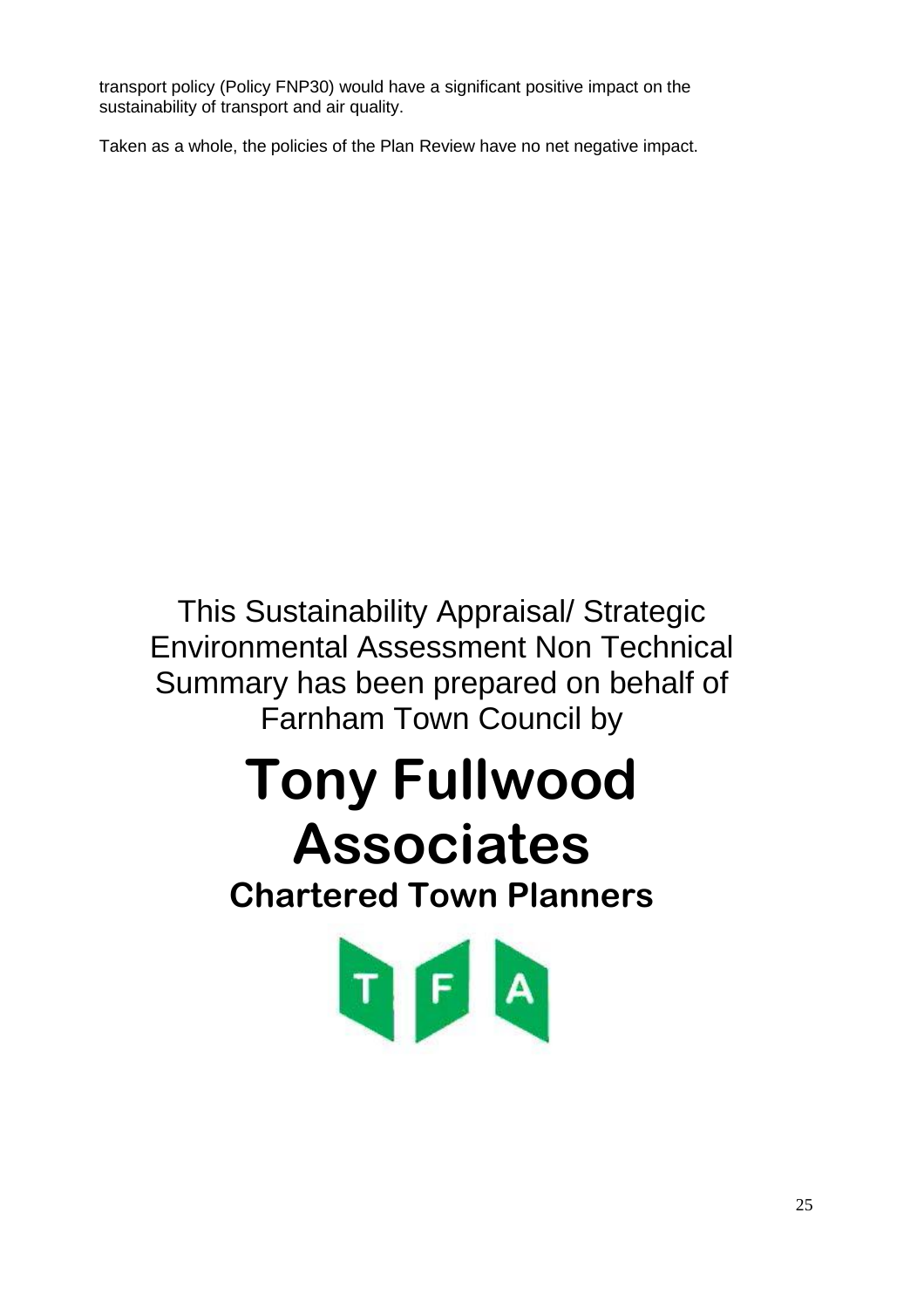transport policy (Policy FNP30) would have a significant positive impact on the sustainability of transport and air quality.

Taken as a whole, the policies of the Plan Review have no net negative impact.

This Sustainability Appraisal/ Strategic Environmental Assessment Non Technical Summary has been prepared on behalf of Farnham Town Council by

# Tony Fullwood Associates

## Chartered Town Planners

T F A